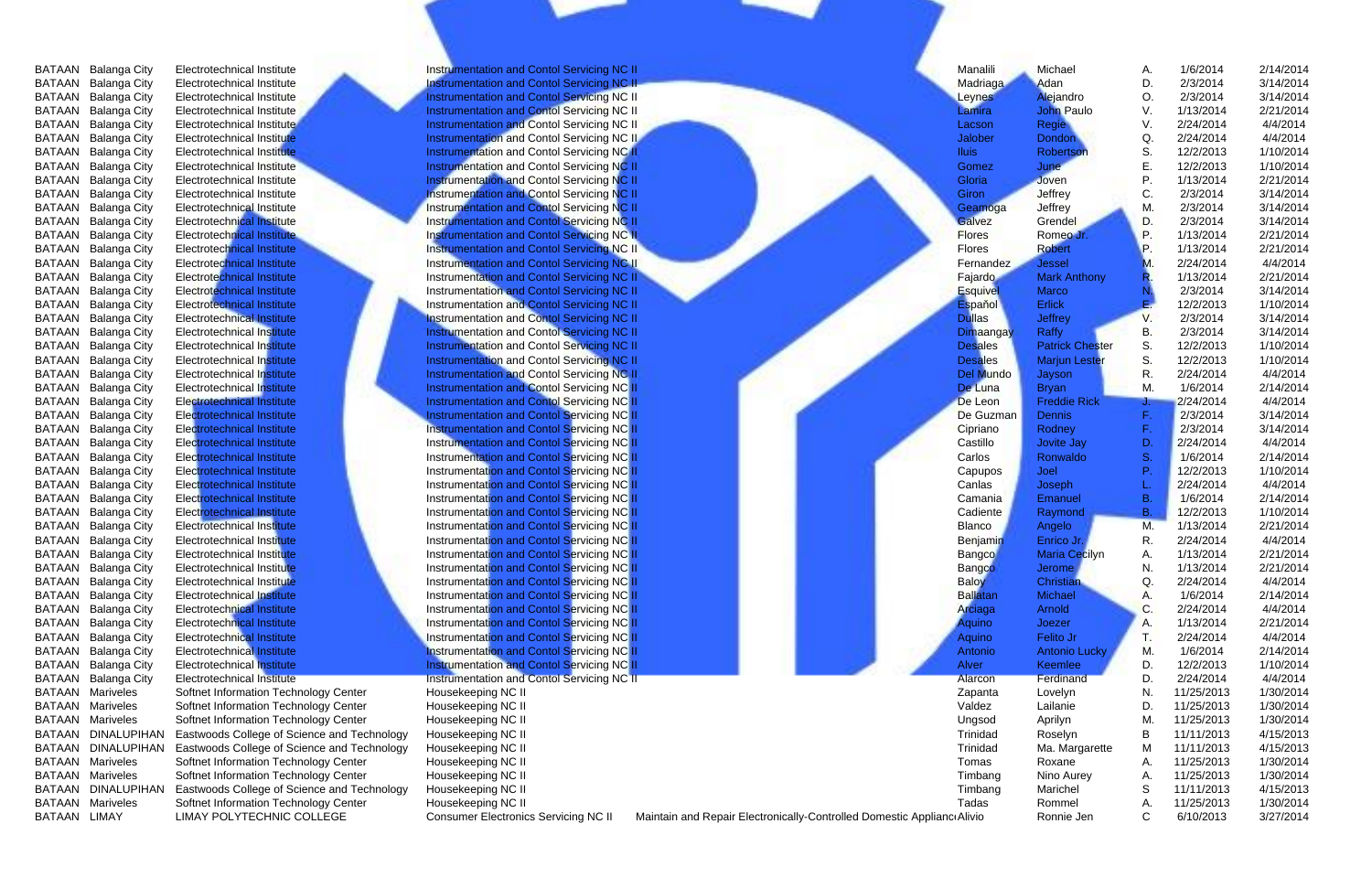| | | | | | | | | | |
|---|---|---|---|---|---|---|---|---|---|
| BATAAN | Balanga City | Electrotechnical Institute | Instrumentation and Contol Servicing NC II | | Manalili | Michael | A. | 1/6/2014 | 2/14/2014 |
| BATAAN | Balanga City | Electrotechnical Institute | Instrumentation and Contol Servicing NC II | | Madriaga | Adan | D. | 2/3/2014 | 3/14/2014 |
| BATAAN | Balanga City | Electrotechnical Institute | Instrumentation and Contol Servicing NC II | | Leynes | Alejandro | O. | 2/3/2014 | 3/14/2014 |
| BATAAN | Balanga City | Electrotechnical Institute | Instrumentation and Contol Servicing NC II | | Lamira | John Paulo | V. | 1/13/2014 | 2/21/2014 |
| BATAAN | Balanga City | Electrotechnical Institute | Instrumentation and Contol Servicing NC II | | Lacson | Regie | V. | 2/24/2014 | 4/4/2014 |
| BATAAN | Balanga City | Electrotechnical Institute | Instrumentation and Contol Servicing NC II | | Jalober | Dondon | Q. | 2/24/2014 | 4/4/2014 |
| BATAAN | Balanga City | Electrotechnical Institute | Instrumentation and Contol Servicing NC II | | Iluis | Robertson | S. | 12/2/2013 | 1/10/2014 |
| BATAAN | Balanga City | Electrotechnical Institute | Instrumentation and Contol Servicing NC II | | Gomez | June | E. | 12/2/2013 | 1/10/2014 |
| BATAAN | Balanga City | Electrotechnical Institute | Instrumentation and Contol Servicing NC II | | Gloria | Joven | P. | 1/13/2014 | 2/21/2014 |
| BATAAN | Balanga City | Electrotechnical Institute | Instrumentation and Contol Servicing NC II | | Giron | Jeffrey | C. | 2/3/2014 | 3/14/2014 |
| BATAAN | Balanga City | Electrotechnical Institute | Instrumentation and Contol Servicing NC II | | Geamoga | Jeffrey | M. | 2/3/2014 | 3/14/2014 |
| BATAAN | Balanga City | Electrotechnical Institute | Instrumentation and Contol Servicing NC II | | Galvez | Grendel | D. | 2/3/2014 | 3/14/2014 |
| BATAAN | Balanga City | Electrotechnical Institute | Instrumentation and Contol Servicing NC II | | Flores | Romeo Jr. | P. | 1/13/2014 | 2/21/2014 |
| BATAAN | Balanga City | Electrotechnical Institute | Instrumentation and Contol Servicing NC II | | Flores | Robert | P. | 1/13/2014 | 2/21/2014 |
| BATAAN | Balanga City | Electrotechnical Institute | Instrumentation and Contol Servicing NC II | | Fernandez | Jessel | M. | 2/24/2014 | 4/4/2014 |
| BATAAN | Balanga City | Electrotechnical Institute | Instrumentation and Contol Servicing NC II | | Fajardo | Mark Anthony | R. | 1/13/2014 | 2/21/2014 |
| BATAAN | Balanga City | Electrotechnical Institute | Instrumentation and Contol Servicing NC II | | Esquivel | Marco | N. | 2/3/2014 | 3/14/2014 |
| BATAAN | Balanga City | Electrotechnical Institute | Instrumentation and Contol Servicing NC II | | Español | Erlick | E. | 12/2/2013 | 1/10/2014 |
| BATAAN | Balanga City | Electrotechnical Institute | Instrumentation and Contol Servicing NC II | | Dullas | Jeffrey | V. | 2/3/2014 | 3/14/2014 |
| BATAAN | Balanga City | Electrotechnical Institute | Instrumentation and Contol Servicing NC II | | Dimaangay | Raffy | B. | 2/3/2014 | 3/14/2014 |
| BATAAN | Balanga City | Electrotechnical Institute | Instrumentation and Contol Servicing NC II | | Desales | Patrick Chester | S. | 12/2/2013 | 1/10/2014 |
| BATAAN | Balanga City | Electrotechnical Institute | Instrumentation and Contol Servicing NC II | | Desales | Marjun Lester | S. | 12/2/2013 | 1/10/2014 |
| BATAAN | Balanga City | Electrotechnical Institute | Instrumentation and Contol Servicing NC II | | Del Mundo | Jayson | R. | 2/24/2014 | 4/4/2014 |
| BATAAN | Balanga City | Electrotechnical Institute | Instrumentation and Contol Servicing NC II | | De Luna | Bryan | M. | 1/6/2014 | 2/14/2014 |
| BATAAN | Balanga City | Electrotechnical Institute | Instrumentation and Contol Servicing NC II | | De Leon | Freddie Rick | J. | 2/24/2014 | 4/4/2014 |
| BATAAN | Balanga City | Electrotechnical Institute | Instrumentation and Contol Servicing NC II | | De Guzman | Dennis | F. | 2/3/2014 | 3/14/2014 |
| BATAAN | Balanga City | Electrotechnical Institute | Instrumentation and Contol Servicing NC II | | Cipriano | Rodney | F. | 2/3/2014 | 3/14/2014 |
| BATAAN | Balanga City | Electrotechnical Institute | Instrumentation and Contol Servicing NC II | | Castillo | Jovite Jay | D. | 2/24/2014 | 4/4/2014 |
| BATAAN | Balanga City | Electrotechnical Institute | Instrumentation and Contol Servicing NC II | | Carlos | Ronwaldo | S. | 1/6/2014 | 2/14/2014 |
| BATAAN | Balanga City | Electrotechnical Institute | Instrumentation and Contol Servicing NC II | | Capupos | Joel | P. | 12/2/2013 | 1/10/2014 |
| BATAAN | Balanga City | Electrotechnical Institute | Instrumentation and Contol Servicing NC II | | Canlas | Joseph | L. | 2/24/2014 | 4/4/2014 |
| BATAAN | Balanga City | Electrotechnical Institute | Instrumentation and Contol Servicing NC II | | Camania | Emanuel | B. | 1/6/2014 | 2/14/2014 |
| BATAAN | Balanga City | Electrotechnical Institute | Instrumentation and Contol Servicing NC II | | Cadiente | Raymond | B. | 12/2/2013 | 1/10/2014 |
| BATAAN | Balanga City | Electrotechnical Institute | Instrumentation and Contol Servicing NC II | | Blanco | Angelo | M. | 1/13/2014 | 2/21/2014 |
| BATAAN | Balanga City | Electrotechnical Institute | Instrumentation and Contol Servicing NC II | | Benjamin | Enrico Jr. | R. | 2/24/2014 | 4/4/2014 |
| BATAAN | Balanga City | Electrotechnical Institute | Instrumentation and Contol Servicing NC II | | Bangco | Maria Cecilyn | A. | 1/13/2014 | 2/21/2014 |
| BATAAN | Balanga City | Electrotechnical Institute | Instrumentation and Contol Servicing NC II | | Bangco | Jerome | N. | 1/13/2014 | 2/21/2014 |
| BATAAN | Balanga City | Electrotechnical Institute | Instrumentation and Contol Servicing NC II | | Baloy | Christian | Q. | 2/24/2014 | 4/4/2014 |
| BATAAN | Balanga City | Electrotechnical Institute | Instrumentation and Contol Servicing NC II | | Ballatan | Michael | A. | 1/6/2014 | 2/14/2014 |
| BATAAN | Balanga City | Electrotechnical Institute | Instrumentation and Contol Servicing NC II | | Arciaga | Arnold | C. | 2/24/2014 | 4/4/2014 |
| BATAAN | Balanga City | Electrotechnical Institute | Instrumentation and Contol Servicing NC II | | Aquino | Joezer | A. | 1/13/2014 | 2/21/2014 |
| BATAAN | Balanga City | Electrotechnical Institute | Instrumentation and Contol Servicing NC II | | Aquino | Felito Jr | T. | 2/24/2014 | 4/4/2014 |
| BATAAN | Balanga City | Electrotechnical Institute | Instrumentation and Contol Servicing NC II | | Antonio | Antonio Lucky | M. | 1/6/2014 | 2/14/2014 |
| BATAAN | Balanga City | Electrotechnical Institute | Instrumentation and Contol Servicing NC II | | Alver | Keemlee | D. | 12/2/2013 | 1/10/2014 |
| BATAAN | Balanga City | Electrotechnical Institute | Instrumentation and Contol Servicing NC II | | Alarcon | Ferdinand | D. | 2/24/2014 | 4/4/2014 |
| BATAAN | Mariveles | Softnet Information Technology Center | Housekeeping NC II | | Zapanta | Lovelyn | N. | 11/25/2013 | 1/30/2014 |
| BATAAN | Mariveles | Softnet Information Technology Center | Housekeeping NC II | | Valdez | Lailanie | D. | 11/25/2013 | 1/30/2014 |
| BATAAN | Mariveles | Softnet Information Technology Center | Housekeeping NC II | | Ungsod | Aprilyn | M. | 11/25/2013 | 1/30/2014 |
| BATAAN | DINALUPIHAN | Eastwoods College of Science and Technology | Housekeeping NC II | | Trinidad | Roselyn | B | 11/11/2013 | 4/15/2013 |
| BATAAN | DINALUPIHAN | Eastwoods College of Science and Technology | Housekeeping NC II | | Trinidad | Ma. Margarette | M | 11/11/2013 | 4/15/2013 |
| BATAAN | Mariveles | Softnet Information Technology Center | Housekeeping NC II | | Tomas | Roxane | A. | 11/25/2013 | 1/30/2014 |
| BATAAN | Mariveles | Softnet Information Technology Center | Housekeeping NC II | | Timbang | Nino Aurey | A. | 11/25/2013 | 1/30/2014 |
| BATAAN | DINALUPIHAN | Eastwoods College of Science and Technology | Housekeeping NC II | | Timbang | Marichel | S | 11/11/2013 | 4/15/2013 |
| BATAAN | Mariveles | Softnet Information Technology Center | Housekeeping NC II | | Tadas | Rommel | A. | 11/25/2013 | 1/30/2014 |
| BATAAN | LIMAY | LIMAY POLYTECHNIC COLLEGE | Consumer Electronics Servicing NC II | Maintain and Repair Electronically-Controlled Domestic Applianc | Alivio | Ronnie Jen | C | 6/10/2013 | 3/27/2014 |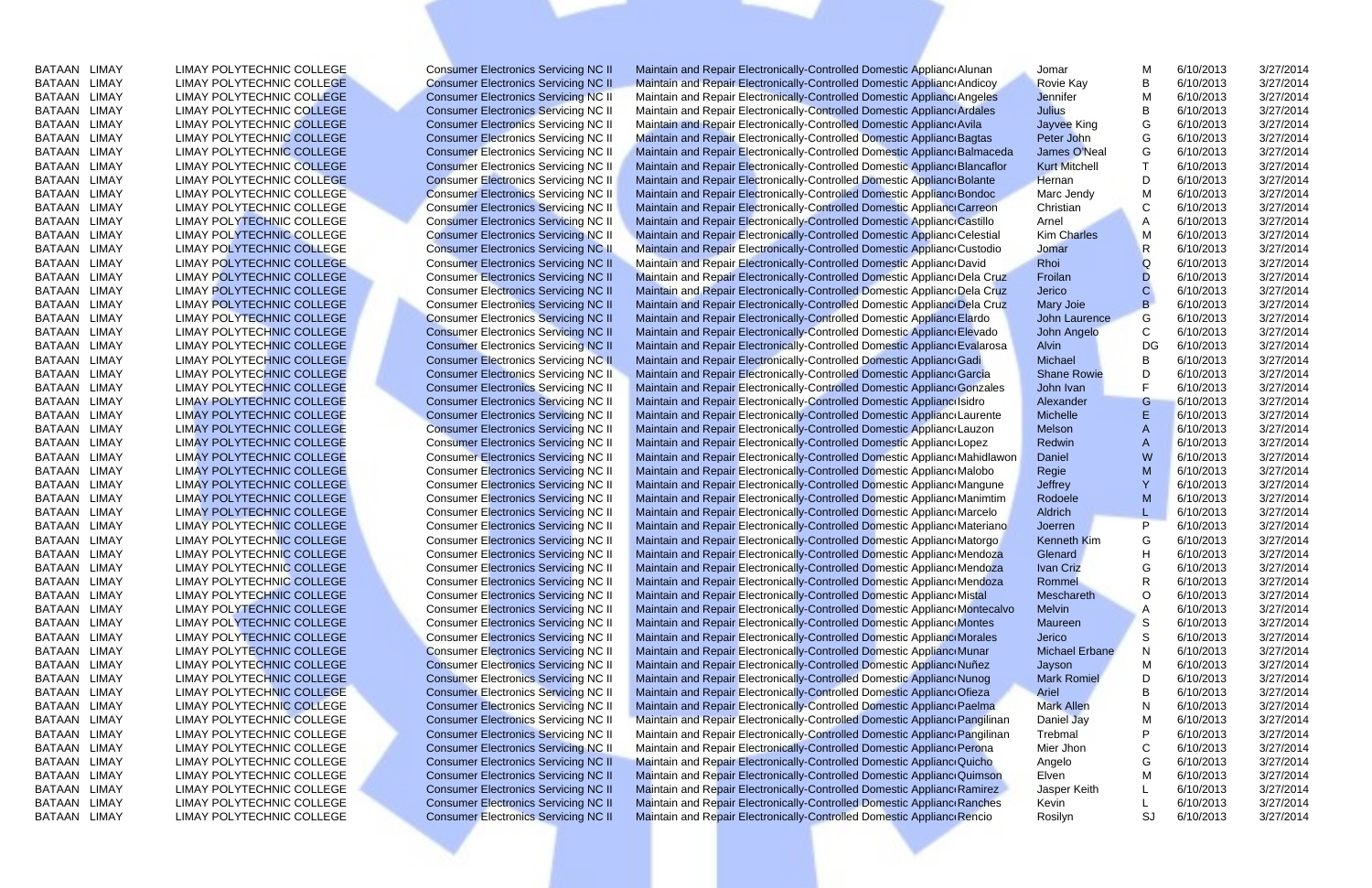| | | | | | | | | | |
|---|---|---|---|---|---|---|---|---|---|
| BATAAN | LIMAY | LIMAY POLYTECHNIC COLLEGE | Consumer Electronics Servicing NC II | Maintain and Repair Electronically-Controlled Domestic Applianc | Alunan | Jomar | M | 6/10/2013 | 3/27/2014 |
| BATAAN | LIMAY | LIMAY POLYTECHNIC COLLEGE | Consumer Electronics Servicing NC II | Maintain and Repair Electronically-Controlled Domestic Applianc | Andicoy | Rovie Kay | B | 6/10/2013 | 3/27/2014 |
| BATAAN | LIMAY | LIMAY POLYTECHNIC COLLEGE | Consumer Electronics Servicing NC II | Maintain and Repair Electronically-Controlled Domestic Applianc | Angeles | Jennifer | M | 6/10/2013 | 3/27/2014 |
| BATAAN | LIMAY | LIMAY POLYTECHNIC COLLEGE | Consumer Electronics Servicing NC II | Maintain and Repair Electronically-Controlled Domestic Applianc | Ardales | Julius | B | 6/10/2013 | 3/27/2014 |
| BATAAN | LIMAY | LIMAY POLYTECHNIC COLLEGE | Consumer Electronics Servicing NC II | Maintain and Repair Electronically-Controlled Domestic Applianc | Avila | Jayvee King | G | 6/10/2013 | 3/27/2014 |
| BATAAN | LIMAY | LIMAY POLYTECHNIC COLLEGE | Consumer Electronics Servicing NC II | Maintain and Repair Electronically-Controlled Domestic Applianc | Bagtas | Peter John | G | 6/10/2013 | 3/27/2014 |
| BATAAN | LIMAY | LIMAY POLYTECHNIC COLLEGE | Consumer Electronics Servicing NC II | Maintain and Repair Electronically-Controlled Domestic Applianc | Balmaceda | James O'Neal | G | 6/10/2013 | 3/27/2014 |
| BATAAN | LIMAY | LIMAY POLYTECHNIC COLLEGE | Consumer Electronics Servicing NC II | Maintain and Repair Electronically-Controlled Domestic Applianc | Blancaflor | Kurt Mitchell | T | 6/10/2013 | 3/27/2014 |
| BATAAN | LIMAY | LIMAY POLYTECHNIC COLLEGE | Consumer Electronics Servicing NC II | Maintain and Repair Electronically-Controlled Domestic Applianc | Bolante | Hernan | D | 6/10/2013 | 3/27/2014 |
| BATAAN | LIMAY | LIMAY POLYTECHNIC COLLEGE | Consumer Electronics Servicing NC II | Maintain and Repair Electronically-Controlled Domestic Applianc | Bondoc | Marc Jendy | M | 6/10/2013 | 3/27/2014 |
| BATAAN | LIMAY | LIMAY POLYTECHNIC COLLEGE | Consumer Electronics Servicing NC II | Maintain and Repair Electronically-Controlled Domestic Applianc | Carreon | Christian | C | 6/10/2013 | 3/27/2014 |
| BATAAN | LIMAY | LIMAY POLYTECHNIC COLLEGE | Consumer Electronics Servicing NC II | Maintain and Repair Electronically-Controlled Domestic Applianc | Castillo | Arnel | A | 6/10/2013 | 3/27/2014 |
| BATAAN | LIMAY | LIMAY POLYTECHNIC COLLEGE | Consumer Electronics Servicing NC II | Maintain and Repair Electronically-Controlled Domestic Applianc | Celestial | Kim Charles | M | 6/10/2013 | 3/27/2014 |
| BATAAN | LIMAY | LIMAY POLYTECHNIC COLLEGE | Consumer Electronics Servicing NC II | Maintain and Repair Electronically-Controlled Domestic Applianc | Custodio | Jomar | R | 6/10/2013 | 3/27/2014 |
| BATAAN | LIMAY | LIMAY POLYTECHNIC COLLEGE | Consumer Electronics Servicing NC II | Maintain and Repair Electronically-Controlled Domestic Applianc | David | Rhoi | Q | 6/10/2013 | 3/27/2014 |
| BATAAN | LIMAY | LIMAY POLYTECHNIC COLLEGE | Consumer Electronics Servicing NC II | Maintain and Repair Electronically-Controlled Domestic Applianc | Dela Cruz | Froilan | D | 6/10/2013 | 3/27/2014 |
| BATAAN | LIMAY | LIMAY POLYTECHNIC COLLEGE | Consumer Electronics Servicing NC II | Maintain and Repair Electronically-Controlled Domestic Applianc | Dela Cruz | Jerico | C | 6/10/2013 | 3/27/2014 |
| BATAAN | LIMAY | LIMAY POLYTECHNIC COLLEGE | Consumer Electronics Servicing NC II | Maintain and Repair Electronically-Controlled Domestic Applianc | Dela Cruz | Mary Joie | B | 6/10/2013 | 3/27/2014 |
| BATAAN | LIMAY | LIMAY POLYTECHNIC COLLEGE | Consumer Electronics Servicing NC II | Maintain and Repair Electronically-Controlled Domestic Applianc | Elardo | John Laurence | G | 6/10/2013 | 3/27/2014 |
| BATAAN | LIMAY | LIMAY POLYTECHNIC COLLEGE | Consumer Electronics Servicing NC II | Maintain and Repair Electronically-Controlled Domestic Applianc | Elevado | John Angelo | C | 6/10/2013 | 3/27/2014 |
| BATAAN | LIMAY | LIMAY POLYTECHNIC COLLEGE | Consumer Electronics Servicing NC II | Maintain and Repair Electronically-Controlled Domestic Applianc | Evalarosa | Alvin | DG | 6/10/2013 | 3/27/2014 |
| BATAAN | LIMAY | LIMAY POLYTECHNIC COLLEGE | Consumer Electronics Servicing NC II | Maintain and Repair Electronically-Controlled Domestic Applianc | Gadi | Michael | B | 6/10/2013 | 3/27/2014 |
| BATAAN | LIMAY | LIMAY POLYTECHNIC COLLEGE | Consumer Electronics Servicing NC II | Maintain and Repair Electronically-Controlled Domestic Applianc | Garcia | Shane Rowie | D | 6/10/2013 | 3/27/2014 |
| BATAAN | LIMAY | LIMAY POLYTECHNIC COLLEGE | Consumer Electronics Servicing NC II | Maintain and Repair Electronically-Controlled Domestic Applianc | Gonzales | John Ivan | F | 6/10/2013 | 3/27/2014 |
| BATAAN | LIMAY | LIMAY POLYTECHNIC COLLEGE | Consumer Electronics Servicing NC II | Maintain and Repair Electronically-Controlled Domestic Applianc | Isidro | Alexander | G | 6/10/2013 | 3/27/2014 |
| BATAAN | LIMAY | LIMAY POLYTECHNIC COLLEGE | Consumer Electronics Servicing NC II | Maintain and Repair Electronically-Controlled Domestic Applianc | Laurente | Michelle | E | 6/10/2013 | 3/27/2014 |
| BATAAN | LIMAY | LIMAY POLYTECHNIC COLLEGE | Consumer Electronics Servicing NC II | Maintain and Repair Electronically-Controlled Domestic Applianc | Lauzon | Melson | A | 6/10/2013 | 3/27/2014 |
| BATAAN | LIMAY | LIMAY POLYTECHNIC COLLEGE | Consumer Electronics Servicing NC II | Maintain and Repair Electronically-Controlled Domestic Applianc | Lopez | Redwin | A | 6/10/2013 | 3/27/2014 |
| BATAAN | LIMAY | LIMAY POLYTECHNIC COLLEGE | Consumer Electronics Servicing NC II | Maintain and Repair Electronically-Controlled Domestic Applianc | Mahidlawon | Daniel | W | 6/10/2013 | 3/27/2014 |
| BATAAN | LIMAY | LIMAY POLYTECHNIC COLLEGE | Consumer Electronics Servicing NC II | Maintain and Repair Electronically-Controlled Domestic Applianc | Malobo | Regie | M | 6/10/2013 | 3/27/2014 |
| BATAAN | LIMAY | LIMAY POLYTECHNIC COLLEGE | Consumer Electronics Servicing NC II | Maintain and Repair Electronically-Controlled Domestic Applianc | Mangune | Jeffrey | Y | 6/10/2013 | 3/27/2014 |
| BATAAN | LIMAY | LIMAY POLYTECHNIC COLLEGE | Consumer Electronics Servicing NC II | Maintain and Repair Electronically-Controlled Domestic Applianc | Manimtim | Rodoele | M | 6/10/2013 | 3/27/2014 |
| BATAAN | LIMAY | LIMAY POLYTECHNIC COLLEGE | Consumer Electronics Servicing NC II | Maintain and Repair Electronically-Controlled Domestic Applianc | Marcelo | Aldrich | L | 6/10/2013 | 3/27/2014 |
| BATAAN | LIMAY | LIMAY POLYTECHNIC COLLEGE | Consumer Electronics Servicing NC II | Maintain and Repair Electronically-Controlled Domestic Applianc | Materiano | Joerren | P | 6/10/2013 | 3/27/2014 |
| BATAAN | LIMAY | LIMAY POLYTECHNIC COLLEGE | Consumer Electronics Servicing NC II | Maintain and Repair Electronically-Controlled Domestic Applianc | Matorgo | Kenneth Kim | G | 6/10/2013 | 3/27/2014 |
| BATAAN | LIMAY | LIMAY POLYTECHNIC COLLEGE | Consumer Electronics Servicing NC II | Maintain and Repair Electronically-Controlled Domestic Applianc | Mendoza | Glenard | H | 6/10/2013 | 3/27/2014 |
| BATAAN | LIMAY | LIMAY POLYTECHNIC COLLEGE | Consumer Electronics Servicing NC II | Maintain and Repair Electronically-Controlled Domestic Applianc | Mendoza | Ivan Criz | G | 6/10/2013 | 3/27/2014 |
| BATAAN | LIMAY | LIMAY POLYTECHNIC COLLEGE | Consumer Electronics Servicing NC II | Maintain and Repair Electronically-Controlled Domestic Applianc | Mendoza | Rommel | R | 6/10/2013 | 3/27/2014 |
| BATAAN | LIMAY | LIMAY POLYTECHNIC COLLEGE | Consumer Electronics Servicing NC II | Maintain and Repair Electronically-Controlled Domestic Applianc | Mistal | Meschareth | O | 6/10/2013 | 3/27/2014 |
| BATAAN | LIMAY | LIMAY POLYTECHNIC COLLEGE | Consumer Electronics Servicing NC II | Maintain and Repair Electronically-Controlled Domestic Applianc | Montecalvo | Melvin | A | 6/10/2013 | 3/27/2014 |
| BATAAN | LIMAY | LIMAY POLYTECHNIC COLLEGE | Consumer Electronics Servicing NC II | Maintain and Repair Electronically-Controlled Domestic Applianc | Montes | Maureen | S | 6/10/2013 | 3/27/2014 |
| BATAAN | LIMAY | LIMAY POLYTECHNIC COLLEGE | Consumer Electronics Servicing NC II | Maintain and Repair Electronically-Controlled Domestic Applianc | Morales | Jerico | S | 6/10/2013 | 3/27/2014 |
| BATAAN | LIMAY | LIMAY POLYTECHNIC COLLEGE | Consumer Electronics Servicing NC II | Maintain and Repair Electronically-Controlled Domestic Applianc | Munar | Michael Erbane | N | 6/10/2013 | 3/27/2014 |
| BATAAN | LIMAY | LIMAY POLYTECHNIC COLLEGE | Consumer Electronics Servicing NC II | Maintain and Repair Electronically-Controlled Domestic Applianc | Nuñez | Jayson | M | 6/10/2013 | 3/27/2014 |
| BATAAN | LIMAY | LIMAY POLYTECHNIC COLLEGE | Consumer Electronics Servicing NC II | Maintain and Repair Electronically-Controlled Domestic Applianc | Nunog | Mark Romiel | D | 6/10/2013 | 3/27/2014 |
| BATAAN | LIMAY | LIMAY POLYTECHNIC COLLEGE | Consumer Electronics Servicing NC II | Maintain and Repair Electronically-Controlled Domestic Applianc | Ofieza | Ariel | B | 6/10/2013 | 3/27/2014 |
| BATAAN | LIMAY | LIMAY POLYTECHNIC COLLEGE | Consumer Electronics Servicing NC II | Maintain and Repair Electronically-Controlled Domestic Applianc | Paelma | Mark Allen | N | 6/10/2013 | 3/27/2014 |
| BATAAN | LIMAY | LIMAY POLYTECHNIC COLLEGE | Consumer Electronics Servicing NC II | Maintain and Repair Electronically-Controlled Domestic Applianc | Pangilinan | Daniel Jay | M | 6/10/2013 | 3/27/2014 |
| BATAAN | LIMAY | LIMAY POLYTECHNIC COLLEGE | Consumer Electronics Servicing NC II | Maintain and Repair Electronically-Controlled Domestic Applianc | Pangilinan | Trebmal | P | 6/10/2013 | 3/27/2014 |
| BATAAN | LIMAY | LIMAY POLYTECHNIC COLLEGE | Consumer Electronics Servicing NC II | Maintain and Repair Electronically-Controlled Domestic Applianc | Perona | Mier Jhon | C | 6/10/2013 | 3/27/2014 |
| BATAAN | LIMAY | LIMAY POLYTECHNIC COLLEGE | Consumer Electronics Servicing NC II | Maintain and Repair Electronically-Controlled Domestic Applianc | Quicho | Angelo | G | 6/10/2013 | 3/27/2014 |
| BATAAN | LIMAY | LIMAY POLYTECHNIC COLLEGE | Consumer Electronics Servicing NC II | Maintain and Repair Electronically-Controlled Domestic Applianc | Quimson | Elven | M | 6/10/2013 | 3/27/2014 |
| BATAAN | LIMAY | LIMAY POLYTECHNIC COLLEGE | Consumer Electronics Servicing NC II | Maintain and Repair Electronically-Controlled Domestic Applianc | Ramirez | Jasper Keith | L | 6/10/2013 | 3/27/2014 |
| BATAAN | LIMAY | LIMAY POLYTECHNIC COLLEGE | Consumer Electronics Servicing NC II | Maintain and Repair Electronically-Controlled Domestic Applianc | Ranches | Kevin | L | 6/10/2013 | 3/27/2014 |
| BATAAN | LIMAY | LIMAY POLYTECHNIC COLLEGE | Consumer Electronics Servicing NC II | Maintain and Repair Electronically-Controlled Domestic Applianc | Rencio | Rosilyn | SJ | 6/10/2013 | 3/27/2014 |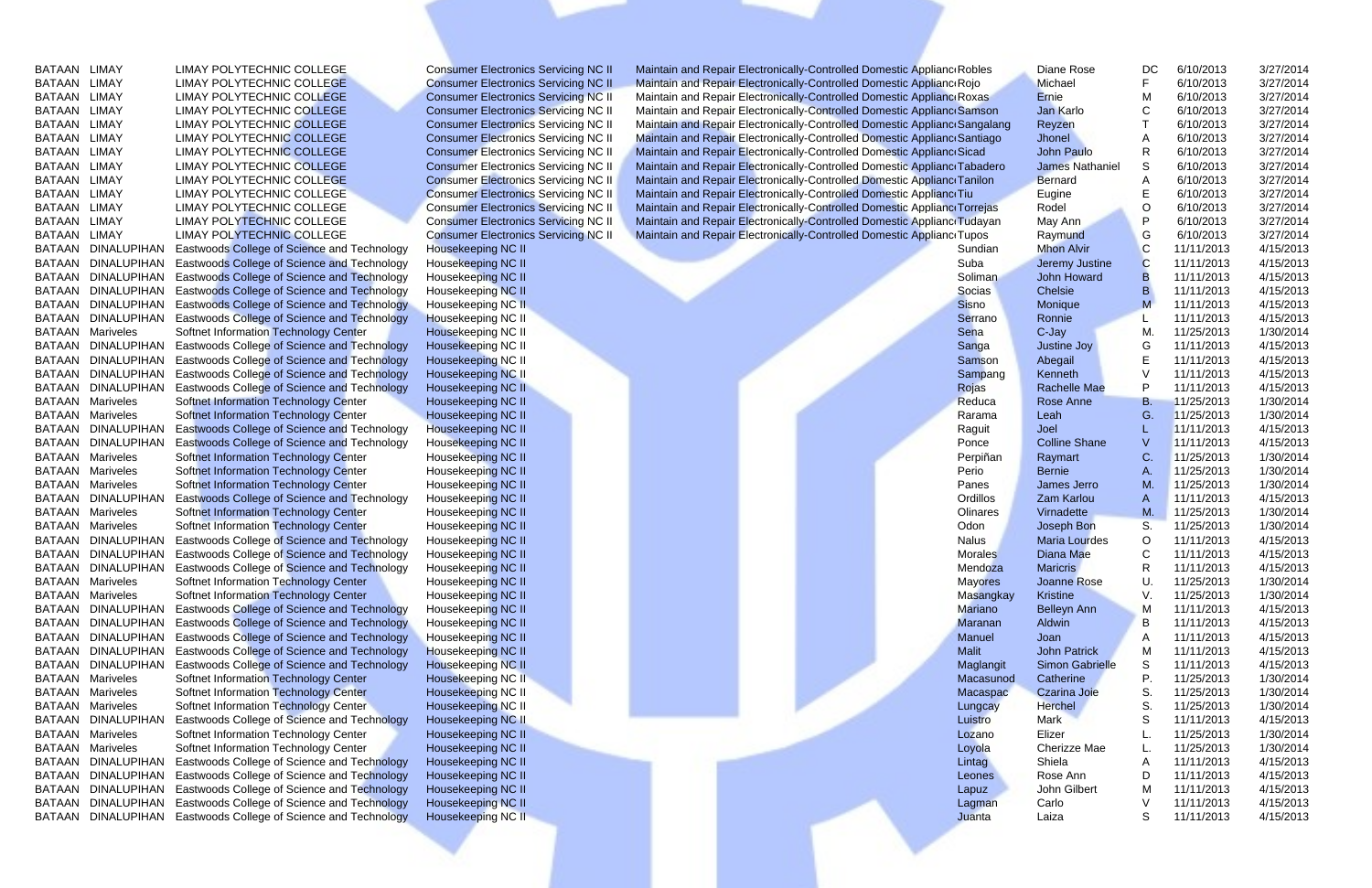| | | | | | | | | | |
|---|---|---|---|---|---|---|---|---|---|
| BATAAN | LIMAY | LIMAY POLYTECHNIC COLLEGE | Consumer Electronics Servicing NC II | Maintain and Repair Electronically-Controlled Domestic Applianc | Robles | Diane Rose | DC | 6/10/2013 | 3/27/2014 |
| BATAAN | LIMAY | LIMAY POLYTECHNIC COLLEGE | Consumer Electronics Servicing NC II | Maintain and Repair Electronically-Controlled Domestic Applianc | Rojo | Michael | F | 6/10/2013 | 3/27/2014 |
| BATAAN | LIMAY | LIMAY POLYTECHNIC COLLEGE | Consumer Electronics Servicing NC II | Maintain and Repair Electronically-Controlled Domestic Applianc | Roxas | Ernie | M | 6/10/2013 | 3/27/2014 |
| BATAAN | LIMAY | LIMAY POLYTECHNIC COLLEGE | Consumer Electronics Servicing NC II | Maintain and Repair Electronically-Controlled Domestic Applianc | Samson | Jan Karlo | C | 6/10/2013 | 3/27/2014 |
| BATAAN | LIMAY | LIMAY POLYTECHNIC COLLEGE | Consumer Electronics Servicing NC II | Maintain and Repair Electronically-Controlled Domestic Applianc | Sangalang | Reyzen | T | 6/10/2013 | 3/27/2014 |
| BATAAN | LIMAY | LIMAY POLYTECHNIC COLLEGE | Consumer Electronics Servicing NC II | Maintain and Repair Electronically-Controlled Domestic Applianc | Santiago | Jhonel | A | 6/10/2013 | 3/27/2014 |
| BATAAN | LIMAY | LIMAY POLYTECHNIC COLLEGE | Consumer Electronics Servicing NC II | Maintain and Repair Electronically-Controlled Domestic Applianc | Sicad | John Paulo | R | 6/10/2013 | 3/27/2014 |
| BATAAN | LIMAY | LIMAY POLYTECHNIC COLLEGE | Consumer Electronics Servicing NC II | Maintain and Repair Electronically-Controlled Domestic Applianc | Tabadero | James Nathaniel | S | 6/10/2013 | 3/27/2014 |
| BATAAN | LIMAY | LIMAY POLYTECHNIC COLLEGE | Consumer Electronics Servicing NC II | Maintain and Repair Electronically-Controlled Domestic Applianc | Tanilon | Bernard | A | 6/10/2013 | 3/27/2014 |
| BATAAN | LIMAY | LIMAY POLYTECHNIC COLLEGE | Consumer Electronics Servicing NC II | Maintain and Repair Electronically-Controlled Domestic Applianc | Tiu | Eugine | E | 6/10/2013 | 3/27/2014 |
| BATAAN | LIMAY | LIMAY POLYTECHNIC COLLEGE | Consumer Electronics Servicing NC II | Maintain and Repair Electronically-Controlled Domestic Applianc | Torrejas | Rodel | O | 6/10/2013 | 3/27/2014 |
| BATAAN | LIMAY | LIMAY POLYTECHNIC COLLEGE | Consumer Electronics Servicing NC II | Maintain and Repair Electronically-Controlled Domestic Applianc | Tudayan | May Ann | P | 6/10/2013 | 3/27/2014 |
| BATAAN | LIMAY | LIMAY POLYTECHNIC COLLEGE | Consumer Electronics Servicing NC II | Maintain and Repair Electronically-Controlled Domestic Applianc | Tupos | Raymund | G | 6/10/2013 | 3/27/2014 |
| BATAAN | DINALUPIHAN | Eastwoods College of Science and Technology | Housekeeping NC II | | Sundian | Mhon Alvir | C | 11/11/2013 | 4/15/2013 |
| BATAAN | DINALUPIHAN | Eastwoods College of Science and Technology | Housekeeping NC II | | Suba | Jeremy Justine | C | 11/11/2013 | 4/15/2013 |
| BATAAN | DINALUPIHAN | Eastwoods College of Science and Technology | Housekeeping NC II | | Soliman | John Howard | B | 11/11/2013 | 4/15/2013 |
| BATAAN | DINALUPIHAN | Eastwoods College of Science and Technology | Housekeeping NC II | | Socias | Chelsie | B | 11/11/2013 | 4/15/2013 |
| BATAAN | DINALUPIHAN | Eastwoods College of Science and Technology | Housekeeping NC II | | Sisno | Monique | M | 11/11/2013 | 4/15/2013 |
| BATAAN | DINALUPIHAN | Eastwoods College of Science and Technology | Housekeeping NC II | | Serrano | Ronnie | L | 11/11/2013 | 4/15/2013 |
| BATAAN | Mariveles | Softnet Information Technology Center | Housekeeping NC II | | Sena | C-Jay | M. | 11/25/2013 | 1/30/2014 |
| BATAAN | DINALUPIHAN | Eastwoods College of Science and Technology | Housekeeping NC II | | Sanga | Justine Joy | G | 11/11/2013 | 4/15/2013 |
| BATAAN | DINALUPIHAN | Eastwoods College of Science and Technology | Housekeeping NC II | | Samson | Abegail | E | 11/11/2013 | 4/15/2013 |
| BATAAN | DINALUPIHAN | Eastwoods College of Science and Technology | Housekeeping NC II | | Sampang | Kenneth | V | 11/11/2013 | 4/15/2013 |
| BATAAN | DINALUPIHAN | Eastwoods College of Science and Technology | Housekeeping NC II | | Rojas | Rachelle Mae | P | 11/11/2013 | 4/15/2013 |
| BATAAN | Mariveles | Softnet Information Technology Center | Housekeeping NC II | | Reduca | Rose Anne | B. | 11/25/2013 | 1/30/2014 |
| BATAAN | Mariveles | Softnet Information Technology Center | Housekeeping NC II | | Rarama | Leah | G. | 11/25/2013 | 1/30/2014 |
| BATAAN | DINALUPIHAN | Eastwoods College of Science and Technology | Housekeeping NC II | | Raguit | Joel | L | 11/11/2013 | 4/15/2013 |
| BATAAN | DINALUPIHAN | Eastwoods College of Science and Technology | Housekeeping NC II | | Ponce | Colline Shane | V | 11/11/2013 | 4/15/2013 |
| BATAAN | Mariveles | Softnet Information Technology Center | Housekeeping NC II | | Perpiñan | Raymart | C. | 11/25/2013 | 1/30/2014 |
| BATAAN | Mariveles | Softnet Information Technology Center | Housekeeping NC II | | Perio | Bernie | A. | 11/25/2013 | 1/30/2014 |
| BATAAN | Mariveles | Softnet Information Technology Center | Housekeeping NC II | | Panes | James Jerro | M. | 11/25/2013 | 1/30/2014 |
| BATAAN | DINALUPIHAN | Eastwoods College of Science and Technology | Housekeeping NC II | | Ordillos | Zam Karlou | A | 11/11/2013 | 4/15/2013 |
| BATAAN | Mariveles | Softnet Information Technology Center | Housekeeping NC II | | Olinares | Virnadette | M. | 11/25/2013 | 1/30/2014 |
| BATAAN | Mariveles | Softnet Information Technology Center | Housekeeping NC II | | Odon | Joseph Bon | S. | 11/25/2013 | 1/30/2014 |
| BATAAN | DINALUPIHAN | Eastwoods College of Science and Technology | Housekeeping NC II | | Nalus | Maria Lourdes | O | 11/11/2013 | 4/15/2013 |
| BATAAN | DINALUPIHAN | Eastwoods College of Science and Technology | Housekeeping NC II | | Morales | Diana Mae | C | 11/11/2013 | 4/15/2013 |
| BATAAN | DINALUPIHAN | Eastwoods College of Science and Technology | Housekeeping NC II | | Mendoza | Maricris | R | 11/11/2013 | 4/15/2013 |
| BATAAN | Mariveles | Softnet Information Technology Center | Housekeeping NC II | | Mayores | Joanne Rose | U. | 11/25/2013 | 1/30/2014 |
| BATAAN | Mariveles | Softnet Information Technology Center | Housekeeping NC II | | Masangkay | Kristine | V. | 11/25/2013 | 1/30/2014 |
| BATAAN | DINALUPIHAN | Eastwoods College of Science and Technology | Housekeeping NC II | | Mariano | Belleyn Ann | M | 11/11/2013 | 4/15/2013 |
| BATAAN | DINALUPIHAN | Eastwoods College of Science and Technology | Housekeeping NC II | | Maranan | Aldwin | B | 11/11/2013 | 4/15/2013 |
| BATAAN | DINALUPIHAN | Eastwoods College of Science and Technology | Housekeeping NC II | | Manuel | Joan | A | 11/11/2013 | 4/15/2013 |
| BATAAN | DINALUPIHAN | Eastwoods College of Science and Technology | Housekeeping NC II | | Malit | John Patrick | M | 11/11/2013 | 4/15/2013 |
| BATAAN | DINALUPIHAN | Eastwoods College of Science and Technology | Housekeeping NC II | | Maglangit | Simon Gabrielle | S | 11/11/2013 | 4/15/2013 |
| BATAAN | Mariveles | Softnet Information Technology Center | Housekeeping NC II | | Macasunod | Catherine | P. | 11/25/2013 | 1/30/2014 |
| BATAAN | Mariveles | Softnet Information Technology Center | Housekeeping NC II | | Macaspac | Czarina Joie | S. | 11/25/2013 | 1/30/2014 |
| BATAAN | Mariveles | Softnet Information Technology Center | Housekeeping NC II | | Lungcay | Herchel | S. | 11/25/2013 | 1/30/2014 |
| BATAAN | DINALUPIHAN | Eastwoods College of Science and Technology | Housekeeping NC II | | Luistro | Mark | S | 11/11/2013 | 4/15/2013 |
| BATAAN | Mariveles | Softnet Information Technology Center | Housekeeping NC II | | Lozano | Elizer | L. | 11/25/2013 | 1/30/2014 |
| BATAAN | Mariveles | Softnet Information Technology Center | Housekeeping NC II | | Loyola | Cherizze Mae | L. | 11/25/2013 | 1/30/2014 |
| BATAAN | DINALUPIHAN | Eastwoods College of Science and Technology | Housekeeping NC II | | Lintag | Shiela | A | 11/11/2013 | 4/15/2013 |
| BATAAN | DINALUPIHAN | Eastwoods College of Science and Technology | Housekeeping NC II | | Leones | Rose Ann | D | 11/11/2013 | 4/15/2013 |
| BATAAN | DINALUPIHAN | Eastwoods College of Science and Technology | Housekeeping NC II | | Lapuz | John Gilbert | M | 11/11/2013 | 4/15/2013 |
| BATAAN | DINALUPIHAN | Eastwoods College of Science and Technology | Housekeeping NC II | | Lagman | Carlo | V | 11/11/2013 | 4/15/2013 |
| BATAAN | DINALUPIHAN | Eastwoods College of Science and Technology | Housekeeping NC II | | Juanta | Laiza | S | 11/11/2013 | 4/15/2013 |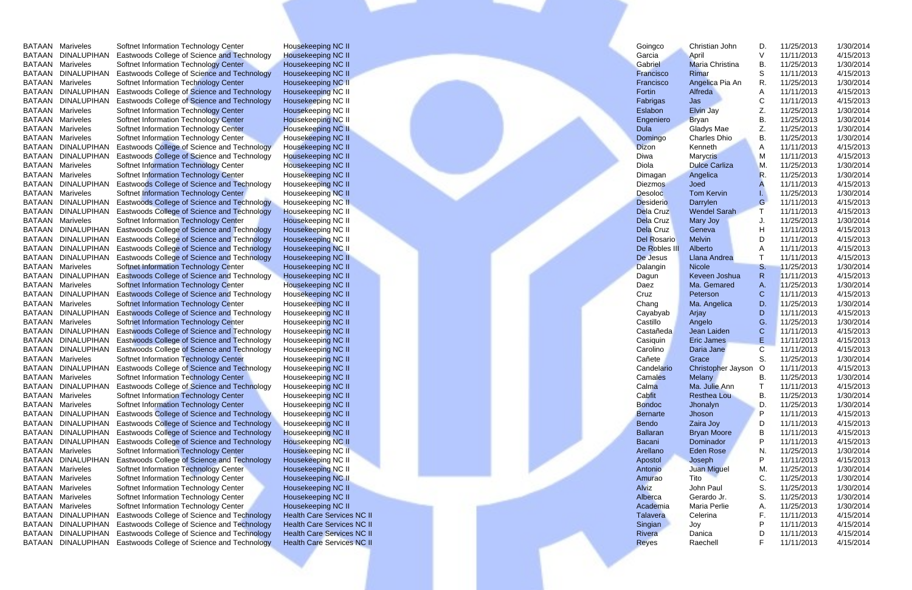| | | | | | | | | |
|---|---|---|---|---|---|---|---|---|
| BATAAN | Mariveles | Softnet Information Technology Center | Housekeeping NC II | Goingco | Christian John | D. | 11/25/2013 | 1/30/2014 |
| BATAAN | DINALUPIHAN | Eastwoods College of Science and Technology | Housekeeping NC II | Garcia | April | V | 11/11/2013 | 4/15/2013 |
| BATAAN | Mariveles | Softnet Information Technology Center | Housekeeping NC II | Gabriel | Maria Christina | B. | 11/25/2013 | 1/30/2014 |
| BATAAN | DINALUPIHAN | Eastwoods College of Science and Technology | Housekeeping NC II | Francisco | Rimar | S | 11/11/2013 | 4/15/2013 |
| BATAAN | Mariveles | Softnet Information Technology Center | Housekeeping NC II | Francisco | Angelica Pia An | R. | 11/25/2013 | 1/30/2014 |
| BATAAN | DINALUPIHAN | Eastwoods College of Science and Technology | Housekeeping NC II | Fortin | Alfreda | A | 11/11/2013 | 4/15/2013 |
| BATAAN | DINALUPIHAN | Eastwoods College of Science and Technology | Housekeeping NC II | Fabrigas | Jas | C | 11/11/2013 | 4/15/2013 |
| BATAAN | Mariveles | Softnet Information Technology Center | Housekeeping NC II | Eslabon | Elvin Jay | Z. | 11/25/2013 | 1/30/2014 |
| BATAAN | Mariveles | Softnet Information Technology Center | Housekeeping NC II | Engeniero | Bryan | B. | 11/25/2013 | 1/30/2014 |
| BATAAN | Mariveles | Softnet Information Technology Center | Housekeeping NC II | Dula | Gladys Mae | Z. | 11/25/2013 | 1/30/2014 |
| BATAAN | Mariveles | Softnet Information Technology Center | Housekeeping NC II | Domingo | Charles Dhio | B. | 11/25/2013 | 1/30/2014 |
| BATAAN | DINALUPIHAN | Eastwoods College of Science and Technology | Housekeeping NC II | Dizon | Kenneth | A | 11/11/2013 | 4/15/2013 |
| BATAAN | DINALUPIHAN | Eastwoods College of Science and Technology | Housekeeping NC II | Diwa | Marycris | M | 11/11/2013 | 4/15/2013 |
| BATAAN | Mariveles | Softnet Information Technology Center | Housekeeping NC II | Diola | Dulce Carliza | M. | 11/25/2013 | 1/30/2014 |
| BATAAN | Mariveles | Softnet Information Technology Center | Housekeeping NC II | Dimagan | Angelica | R. | 11/25/2013 | 1/30/2014 |
| BATAAN | DINALUPIHAN | Eastwoods College of Science and Technology | Housekeeping NC II | Diezmos | Joed | A | 11/11/2013 | 4/15/2013 |
| BATAAN | Mariveles | Softnet Information Technology Center | Housekeeping NC II | Desoloc | Tom Kervin | I. | 11/25/2013 | 1/30/2014 |
| BATAAN | DINALUPIHAN | Eastwoods College of Science and Technology | Housekeeping NC II | Desiderio | Darrylen | G | 11/11/2013 | 4/15/2013 |
| BATAAN | DINALUPIHAN | Eastwoods College of Science and Technology | Housekeeping NC II | Dela Cruz | Wendel Sarah | T | 11/11/2013 | 4/15/2013 |
| BATAAN | Mariveles | Softnet Information Technology Center | Housekeeping NC II | Dela Cruz | Mary Joy | J. | 11/25/2013 | 1/30/2014 |
| BATAAN | DINALUPIHAN | Eastwoods College of Science and Technology | Housekeeping NC II | Dela Cruz | Geneva | H | 11/11/2013 | 4/15/2013 |
| BATAAN | DINALUPIHAN | Eastwoods College of Science and Technology | Housekeeping NC II | Del Rosario | Melvin | D | 11/11/2013 | 4/15/2013 |
| BATAAN | DINALUPIHAN | Eastwoods College of Science and Technology | Housekeeping NC II | De Robles III | Alberto | A | 11/11/2013 | 4/15/2013 |
| BATAAN | DINALUPIHAN | Eastwoods College of Science and Technology | Housekeeping NC II | De Jesus | Llana Andrea | T | 11/11/2013 | 4/15/2013 |
| BATAAN | Mariveles | Softnet Information Technology Center | Housekeeping NC II | Dalangin | Nicole | S. | 11/25/2013 | 1/30/2014 |
| BATAAN | DINALUPIHAN | Eastwoods College of Science and Technology | Housekeeping NC II | Dagun | Keveen Joshua | R | 11/11/2013 | 4/15/2013 |
| BATAAN | Mariveles | Softnet Information Technology Center | Housekeeping NC II | Daez | Ma. Gemared | A. | 11/25/2013 | 1/30/2014 |
| BATAAN | DINALUPIHAN | Eastwoods College of Science and Technology | Housekeeping NC II | Cruz | Peterson | C | 11/11/2013 | 4/15/2013 |
| BATAAN | Mariveles | Softnet Information Technology Center | Housekeeping NC II | Chang | Ma. Angelica | D. | 11/25/2013 | 1/30/2014 |
| BATAAN | DINALUPIHAN | Eastwoods College of Science and Technology | Housekeeping NC II | Cayabyab | Arjay | D | 11/11/2013 | 4/15/2013 |
| BATAAN | Mariveles | Softnet Information Technology Center | Housekeeping NC II | Castillo | Angelo | G. | 11/25/2013 | 1/30/2014 |
| BATAAN | DINALUPIHAN | Eastwoods College of Science and Technology | Housekeeping NC II | Castañeda | Jean Laiden | C | 11/11/2013 | 4/15/2013 |
| BATAAN | DINALUPIHAN | Eastwoods College of Science and Technology | Housekeeping NC II | Casiquin | Eric James | E | 11/11/2013 | 4/15/2013 |
| BATAAN | DINALUPIHAN | Eastwoods College of Science and Technology | Housekeeping NC II | Carolino | Daria Jane | C | 11/11/2013 | 4/15/2013 |
| BATAAN | Mariveles | Softnet Information Technology Center | Housekeeping NC II | Cañete | Grace | S. | 11/25/2013 | 1/30/2014 |
| BATAAN | DINALUPIHAN | Eastwoods College of Science and Technology | Housekeeping NC II | Candelario | Christopher Jayson | O | 11/11/2013 | 4/15/2013 |
| BATAAN | Mariveles | Softnet Information Technology Center | Housekeeping NC II | Camales | Melany | B. | 11/25/2013 | 1/30/2014 |
| BATAAN | DINALUPIHAN | Eastwoods College of Science and Technology | Housekeeping NC II | Calma | Ma. Julie Ann | T | 11/11/2013 | 4/15/2013 |
| BATAAN | Mariveles | Softnet Information Technology Center | Housekeeping NC II | Cabfit | Resthea Lou | B. | 11/25/2013 | 1/30/2014 |
| BATAAN | Mariveles | Softnet Information Technology Center | Housekeeping NC II | Bondoc | Jhonalyn | D. | 11/25/2013 | 1/30/2014 |
| BATAAN | DINALUPIHAN | Eastwoods College of Science and Technology | Housekeeping NC II | Bernarte | Jhoson | P | 11/11/2013 | 4/15/2013 |
| BATAAN | DINALUPIHAN | Eastwoods College of Science and Technology | Housekeeping NC II | Bendo | Zaira Joy | D | 11/11/2013 | 4/15/2013 |
| BATAAN | DINALUPIHAN | Eastwoods College of Science and Technology | Housekeeping NC II | Ballaran | Bryan Moore | B | 11/11/2013 | 4/15/2013 |
| BATAAN | DINALUPIHAN | Eastwoods College of Science and Technology | Housekeeping NC II | Bacani | Dominador | P | 11/11/2013 | 4/15/2013 |
| BATAAN | Mariveles | Softnet Information Technology Center | Housekeeping NC II | Arellano | Eden Rose | N. | 11/25/2013 | 1/30/2014 |
| BATAAN | DINALUPIHAN | Eastwoods College of Science and Technology | Housekeeping NC II | Apostol | Joseph | P | 11/11/2013 | 4/15/2013 |
| BATAAN | Mariveles | Softnet Information Technology Center | Housekeeping NC II | Antonio | Juan Miguel | M. | 11/25/2013 | 1/30/2014 |
| BATAAN | Mariveles | Softnet Information Technology Center | Housekeeping NC II | Amurao | Tito | C. | 11/25/2013 | 1/30/2014 |
| BATAAN | Mariveles | Softnet Information Technology Center | Housekeeping NC II | Alviz | John Paul | S. | 11/25/2013 | 1/30/2014 |
| BATAAN | Mariveles | Softnet Information Technology Center | Housekeeping NC II | Alberca | Gerardo Jr. | S. | 11/25/2013 | 1/30/2014 |
| BATAAN | Mariveles | Softnet Information Technology Center | Housekeeping NC II | Academia | Maria Perlie | A. | 11/25/2013 | 1/30/2014 |
| BATAAN | DINALUPIHAN | Eastwoods College of Science and Technology | Health Care Services NC II | Talavera | Celerina | F. | 11/11/2013 | 4/15/2014 |
| BATAAN | DINALUPIHAN | Eastwoods College of Science and Technology | Health Care Services NC II | Singian | Joy | P | 11/11/2013 | 4/15/2014 |
| BATAAN | DINALUPIHAN | Eastwoods College of Science and Technology | Health Care Services NC II | Rivera | Danica | D | 11/11/2013 | 4/15/2014 |
| BATAAN | DINALUPIHAN | Eastwoods College of Science and Technology | Health Care Services NC II | Reyes | Raechell | F | 11/11/2013 | 4/15/2014 |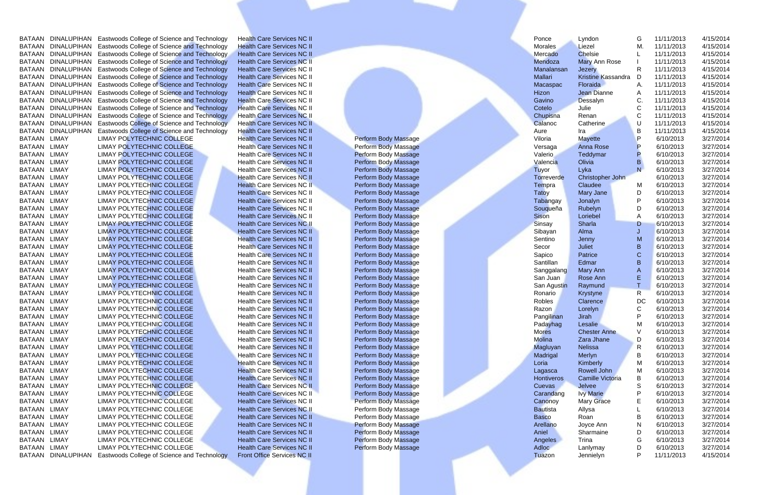| | | | | | | | | | |
|---|---|---|---|---|---|---|---|---|---|
| BATAAN | DINALUPIHAN | Eastwoods College of Science and Technology | Health Care Services NC II | | Ponce | Lyndon | G | 11/11/2013 | 4/15/2014 |
| BATAAN | DINALUPIHAN | Eastwoods College of Science and Technology | Health Care Services NC II | | Morales | Liezel | M. | 11/11/2013 | 4/15/2014 |
| BATAAN | DINALUPIHAN | Eastwoods College of Science and Technology | Health Care Services NC II | | Mercado | Chelsie | L | 11/11/2013 | 4/15/2014 |
| BATAAN | DINALUPIHAN | Eastwoods College of Science and Technology | Health Care Services NC II | | Mendoza | Mary Ann Rose | I | 11/11/2013 | 4/15/2014 |
| BATAAN | DINALUPIHAN | Eastwoods College of Science and Technology | Health Care Services NC II | | Manalansan | Jezery | R | 11/11/2013 | 4/15/2014 |
| BATAAN | DINALUPIHAN | Eastwoods College of Science and Technology | Health Care Services NC II | | Mallari | Kristine Kassandra | D | 11/11/2013 | 4/15/2014 |
| BATAAN | DINALUPIHAN | Eastwoods College of Science and Technology | Health Care Services NC II | | Macaspac | Floraida | A. | 11/11/2013 | 4/15/2014 |
| BATAAN | DINALUPIHAN | Eastwoods College of Science and Technology | Health Care Services NC II | | Hizon | Jean Dianne | A | 11/11/2013 | 4/15/2014 |
| BATAAN | DINALUPIHAN | Eastwoods College of Science and Technology | Health Care Services NC II | | Gavino | Dessalyn | C. | 11/11/2013 | 4/15/2014 |
| BATAAN | DINALUPIHAN | Eastwoods College of Science and Technology | Health Care Services NC II | | Cotelo | Julie | C | 11/11/2013 | 4/15/2014 |
| BATAAN | DINALUPIHAN | Eastwoods College of Science and Technology | Health Care Services NC II | | Chupisna | Renan | C | 11/11/2013 | 4/15/2014 |
| BATAAN | DINALUPIHAN | Eastwoods College of Science and Technology | Health Care Services NC II | | Calanoc | Catherine | U | 11/11/2013 | 4/15/2014 |
| BATAAN | DINALUPIHAN | Eastwoods College of Science and Technology | Health Care Services NC II | | Aure | Ira | B | 11/11/2013 | 4/15/2014 |
| BATAAN | LIMAY | LIMAY POLYTECHNIC COLLEGE | Health Care Services NC II | Perform Body Massage | Viloria | Mayette | P | 6/10/2013 | 3/27/2014 |
| BATAAN | LIMAY | LIMAY POLYTECHNIC COLLEGE | Health Care Services NC II | Perform Body Massage | Versaga | Anna Rose | P | 6/10/2013 | 3/27/2014 |
| BATAAN | LIMAY | LIMAY POLYTECHNIC COLLEGE | Health Care Services NC II | Perform Body Massage | Valerio | Teddymar | P | 6/10/2013 | 3/27/2014 |
| BATAAN | LIMAY | LIMAY POLYTECHNIC COLLEGE | Health Care Services NC II | Perform Body Massage | Valencia | Olivia | B | 6/10/2013 | 3/27/2014 |
| BATAAN | LIMAY | LIMAY POLYTECHNIC COLLEGE | Health Care Services NC II | Perform Body Massage | Tuyor | Lyka | N | 6/10/2013 | 3/27/2014 |
| BATAAN | LIMAY | LIMAY POLYTECHNIC COLLEGE | Health Care Services NC II | Perform Body Massage | Torreverde | Christopher John | | 6/10/2013 | 3/27/2014 |
| BATAAN | LIMAY | LIMAY POLYTECHNIC COLLEGE | Health Care Services NC II | Perform Body Massage | Tempra | Claudee | M | 6/10/2013 | 3/27/2014 |
| BATAAN | LIMAY | LIMAY POLYTECHNIC COLLEGE | Health Care Services NC II | Perform Body Massage | Tatoy | Mary Jane | D | 6/10/2013 | 3/27/2014 |
| BATAAN | LIMAY | LIMAY POLYTECHNIC COLLEGE | Health Care Services NC II | Perform Body Massage | Tabangay | Jonalyn | P | 6/10/2013 | 3/27/2014 |
| BATAAN | LIMAY | LIMAY POLYTECHNIC COLLEGE | Health Care Services NC II | Perform Body Massage | Souqueña | Rubelyn | D | 6/10/2013 | 3/27/2014 |
| BATAAN | LIMAY | LIMAY POLYTECHNIC COLLEGE | Health Care Services NC II | Perform Body Massage | Sison | Loriebel | A | 6/10/2013 | 3/27/2014 |
| BATAAN | LIMAY | LIMAY POLYTECHNIC COLLEGE | Health Care Services NC II | Perform Body Massage | Sinsay | Sharla | D | 6/10/2013 | 3/27/2014 |
| BATAAN | LIMAY | LIMAY POLYTECHNIC COLLEGE | Health Care Services NC II | Perform Body Massage | Sibayan | Alma | J | 6/10/2013 | 3/27/2014 |
| BATAAN | LIMAY | LIMAY POLYTECHNIC COLLEGE | Health Care Services NC II | Perform Body Massage | Sentino | Jenny | M | 6/10/2013 | 3/27/2014 |
| BATAAN | LIMAY | LIMAY POLYTECHNIC COLLEGE | Health Care Services NC II | Perform Body Massage | Secor | Juliet | B | 6/10/2013 | 3/27/2014 |
| BATAAN | LIMAY | LIMAY POLYTECHNIC COLLEGE | Health Care Services NC II | Perform Body Massage | Sapico | Patrice | C | 6/10/2013 | 3/27/2014 |
| BATAAN | LIMAY | LIMAY POLYTECHNIC COLLEGE | Health Care Services NC II | Perform Body Massage | Santillan | Edmar | B | 6/10/2013 | 3/27/2014 |
| BATAAN | LIMAY | LIMAY POLYTECHNIC COLLEGE | Health Care Services NC II | Perform Body Massage | Sanggalang | Mary Ann | A | 6/10/2013 | 3/27/2014 |
| BATAAN | LIMAY | LIMAY POLYTECHNIC COLLEGE | Health Care Services NC II | Perform Body Massage | San Juan | Rose Ann | E | 6/10/2013 | 3/27/2014 |
| BATAAN | LIMAY | LIMAY POLYTECHNIC COLLEGE | Health Care Services NC II | Perform Body Massage | San Agustin | Raymund | T | 6/10/2013 | 3/27/2014 |
| BATAAN | LIMAY | LIMAY POLYTECHNIC COLLEGE | Health Care Services NC II | Perform Body Massage | Ronario | Krystyne | R | 6/10/2013 | 3/27/2014 |
| BATAAN | LIMAY | LIMAY POLYTECHNIC COLLEGE | Health Care Services NC II | Perform Body Massage | Robles | Clarence | DC | 6/10/2013 | 3/27/2014 |
| BATAAN | LIMAY | LIMAY POLYTECHNIC COLLEGE | Health Care Services NC II | Perform Body Massage | Razon | Lorelyn | C | 6/10/2013 | 3/27/2014 |
| BATAAN | LIMAY | LIMAY POLYTECHNIC COLLEGE | Health Care Services NC II | Perform Body Massage | Pangilinan | Jirah | P | 6/10/2013 | 3/27/2014 |
| BATAAN | LIMAY | LIMAY POLYTECHNIC COLLEGE | Health Care Services NC II | Perform Body Massage | Padayhag | Lesalie | M | 6/10/2013 | 3/27/2014 |
| BATAAN | LIMAY | LIMAY POLYTECHNIC COLLEGE | Health Care Services NC II | Perform Body Massage | Mores | Chester Anne | V | 6/10/2013 | 3/27/2014 |
| BATAAN | LIMAY | LIMAY POLYTECHNIC COLLEGE | Health Care Services NC II | Perform Body Massage | Molina | Zara Jhane | D | 6/10/2013 | 3/27/2014 |
| BATAAN | LIMAY | LIMAY POLYTECHNIC COLLEGE | Health Care Services NC II | Perform Body Massage | Magluyan | Nelissa | R | 6/10/2013 | 3/27/2014 |
| BATAAN | LIMAY | LIMAY POLYTECHNIC COLLEGE | Health Care Services NC II | Perform Body Massage | Madrigal | Merlyn | B | 6/10/2013 | 3/27/2014 |
| BATAAN | LIMAY | LIMAY POLYTECHNIC COLLEGE | Health Care Services NC II | Perform Body Massage | Loria | Kimberly | M | 6/10/2013 | 3/27/2014 |
| BATAAN | LIMAY | LIMAY POLYTECHNIC COLLEGE | Health Care Services NC II | Perform Body Massage | Lagasca | Rowell John | M | 6/10/2013 | 3/27/2014 |
| BATAAN | LIMAY | LIMAY POLYTECHNIC COLLEGE | Health Care Services NC II | Perform Body Massage | Hontiveros | Camille Victoria | B | 6/10/2013 | 3/27/2014 |
| BATAAN | LIMAY | LIMAY POLYTECHNIC COLLEGE | Health Care Services NC II | Perform Body Massage | Cuevas | Jelvee | S | 6/10/2013 | 3/27/2014 |
| BATAAN | LIMAY | LIMAY POLYTECHNIC COLLEGE | Health Care Services NC II | Perform Body Massage | Carandang | Ivy Marie | P | 6/10/2013 | 3/27/2014 |
| BATAAN | LIMAY | LIMAY POLYTECHNIC COLLEGE | Health Care Services NC II | Perform Body Massage | Canonoy | Mary Grace | E | 6/10/2013 | 3/27/2014 |
| BATAAN | LIMAY | LIMAY POLYTECHNIC COLLEGE | Health Care Services NC II | Perform Body Massage | Bautista | Allysa | L | 6/10/2013 | 3/27/2014 |
| BATAAN | LIMAY | LIMAY POLYTECHNIC COLLEGE | Health Care Services NC II | Perform Body Massage | Basco | Roan | B | 6/10/2013 | 3/27/2014 |
| BATAAN | LIMAY | LIMAY POLYTECHNIC COLLEGE | Health Care Services NC II | Perform Body Massage | Arellano | Joyce Ann | N | 6/10/2013 | 3/27/2014 |
| BATAAN | LIMAY | LIMAY POLYTECHNIC COLLEGE | Health Care Services NC II | Perform Body Massage | Aniel | Sharmaine | D | 6/10/2013 | 3/27/2014 |
| BATAAN | LIMAY | LIMAY POLYTECHNIC COLLEGE | Health Care Services NC II | Perform Body Massage | Angeles | Trina | G | 6/10/2013 | 3/27/2014 |
| BATAAN | LIMAY | LIMAY POLYTECHNIC COLLEGE | Health Care Services NC II | Perform Body Massage | Adloc | Lanlymay | D | 6/10/2013 | 3/27/2014 |
| BATAAN | DINALUPIHAN | Eastwoods College of Science and Technology | Front Office Services NC II | | Tuazon | Jennielyn | P | 11/11/2013 | 4/15/2014 |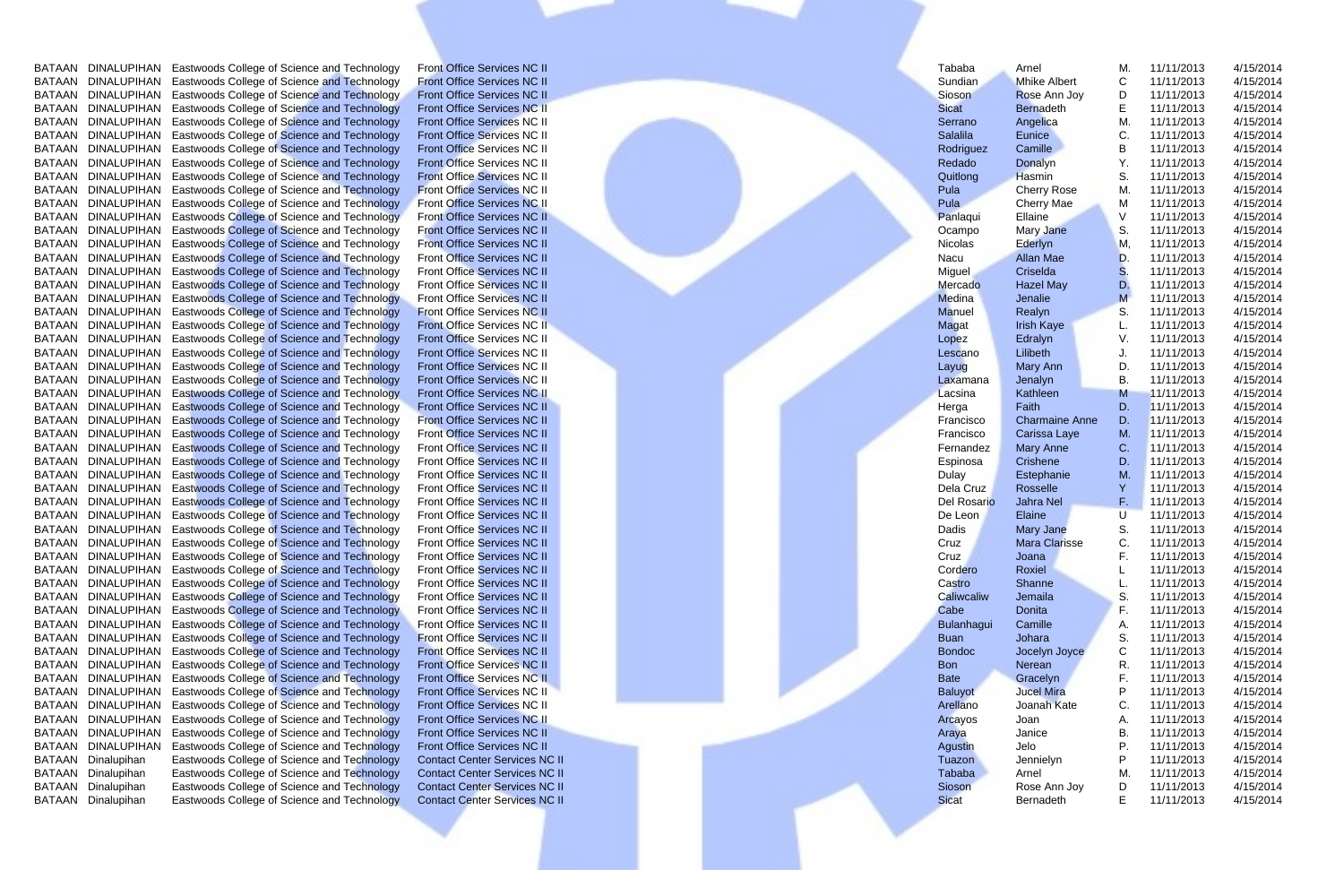| | | | | | | | | |
|---|---|---|---|---|---|---|---|---|
| BATAAN | DINALUPIHAN | Eastwoods College of Science and Technology | Front Office Services NC II | Tababa | Arnel | M. | 11/11/2013 | 4/15/2014 |
| BATAAN | DINALUPIHAN | Eastwoods College of Science and Technology | Front Office Services NC II | Sundian | Mhike Albert | C | 11/11/2013 | 4/15/2014 |
| BATAAN | DINALUPIHAN | Eastwoods College of Science and Technology | Front Office Services NC II | Sioson | Rose Ann Joy | D | 11/11/2013 | 4/15/2014 |
| BATAAN | DINALUPIHAN | Eastwoods College of Science and Technology | Front Office Services NC II | Sicat | Bernadeth | E | 11/11/2013 | 4/15/2014 |
| BATAAN | DINALUPIHAN | Eastwoods College of Science and Technology | Front Office Services NC II | Serrano | Angelica | M. | 11/11/2013 | 4/15/2014 |
| BATAAN | DINALUPIHAN | Eastwoods College of Science and Technology | Front Office Services NC II | Salalila | Eunice | C. | 11/11/2013 | 4/15/2014 |
| BATAAN | DINALUPIHAN | Eastwoods College of Science and Technology | Front Office Services NC II | Rodriguez | Camille | B | 11/11/2013 | 4/15/2014 |
| BATAAN | DINALUPIHAN | Eastwoods College of Science and Technology | Front Office Services NC II | Redado | Donalyn | Y. | 11/11/2013 | 4/15/2014 |
| BATAAN | DINALUPIHAN | Eastwoods College of Science and Technology | Front Office Services NC II | Quitlong | Hasmin | S. | 11/11/2013 | 4/15/2014 |
| BATAAN | DINALUPIHAN | Eastwoods College of Science and Technology | Front Office Services NC II | Pula | Cherry Rose | M. | 11/11/2013 | 4/15/2014 |
| BATAAN | DINALUPIHAN | Eastwoods College of Science and Technology | Front Office Services NC II | Pula | Cherry Mae | M | 11/11/2013 | 4/15/2014 |
| BATAAN | DINALUPIHAN | Eastwoods College of Science and Technology | Front Office Services NC II | Panlaqui | Ellaine | V | 11/11/2013 | 4/15/2014 |
| BATAAN | DINALUPIHAN | Eastwoods College of Science and Technology | Front Office Services NC II | Ocampo | Mary Jane | S. | 11/11/2013 | 4/15/2014 |
| BATAAN | DINALUPIHAN | Eastwoods College of Science and Technology | Front Office Services NC II | Nicolas | Ederlyn | M, | 11/11/2013 | 4/15/2014 |
| BATAAN | DINALUPIHAN | Eastwoods College of Science and Technology | Front Office Services NC II | Nacu | Allan Mae | D. | 11/11/2013 | 4/15/2014 |
| BATAAN | DINALUPIHAN | Eastwoods College of Science and Technology | Front Office Services NC II | Miguel | Criselda | S. | 11/11/2013 | 4/15/2014 |
| BATAAN | DINALUPIHAN | Eastwoods College of Science and Technology | Front Office Services NC II | Mercado | Hazel May | D. | 11/11/2013 | 4/15/2014 |
| BATAAN | DINALUPIHAN | Eastwoods College of Science and Technology | Front Office Services NC II | Medina | Jenalie | M | 11/11/2013 | 4/15/2014 |
| BATAAN | DINALUPIHAN | Eastwoods College of Science and Technology | Front Office Services NC II | Manuel | Realyn | S. | 11/11/2013 | 4/15/2014 |
| BATAAN | DINALUPIHAN | Eastwoods College of Science and Technology | Front Office Services NC II | Magat | Irish Kaye | L. | 11/11/2013 | 4/15/2014 |
| BATAAN | DINALUPIHAN | Eastwoods College of Science and Technology | Front Office Services NC II | Lopez | Edralyn | V. | 11/11/2013 | 4/15/2014 |
| BATAAN | DINALUPIHAN | Eastwoods College of Science and Technology | Front Office Services NC II | Lescano | Lilibeth | J. | 11/11/2013 | 4/15/2014 |
| BATAAN | DINALUPIHAN | Eastwoods College of Science and Technology | Front Office Services NC II | Layug | Mary Ann | D. | 11/11/2013 | 4/15/2014 |
| BATAAN | DINALUPIHAN | Eastwoods College of Science and Technology | Front Office Services NC II | Laxamana | Jenalyn | B. | 11/11/2013 | 4/15/2014 |
| BATAAN | DINALUPIHAN | Eastwoods College of Science and Technology | Front Office Services NC II | Lacsina | Kathleen | M | 11/11/2013 | 4/15/2014 |
| BATAAN | DINALUPIHAN | Eastwoods College of Science and Technology | Front Office Services NC II | Herga | Faith | D. | 11/11/2013 | 4/15/2014 |
| BATAAN | DINALUPIHAN | Eastwoods College of Science and Technology | Front Office Services NC II | Francisco | Charmaine Anne | D. | 11/11/2013 | 4/15/2014 |
| BATAAN | DINALUPIHAN | Eastwoods College of Science and Technology | Front Office Services NC II | Francisco | Carissa Laye | M. | 11/11/2013 | 4/15/2014 |
| BATAAN | DINALUPIHAN | Eastwoods College of Science and Technology | Front Office Services NC II | Fernandez | Mary Anne | C. | 11/11/2013 | 4/15/2014 |
| BATAAN | DINALUPIHAN | Eastwoods College of Science and Technology | Front Office Services NC II | Espinosa | Crishene | D. | 11/11/2013 | 4/15/2014 |
| BATAAN | DINALUPIHAN | Eastwoods College of Science and Technology | Front Office Services NC II | Dulay | Estephanie | M. | 11/11/2013 | 4/15/2014 |
| BATAAN | DINALUPIHAN | Eastwoods College of Science and Technology | Front Office Services NC II | Dela Cruz | Rosselle | Y | 11/11/2013 | 4/15/2014 |
| BATAAN | DINALUPIHAN | Eastwoods College of Science and Technology | Front Office Services NC II | Del Rosario | Jahra Nel | F. | 11/11/2013 | 4/15/2014 |
| BATAAN | DINALUPIHAN | Eastwoods College of Science and Technology | Front Office Services NC II | De Leon | Elaine | U | 11/11/2013 | 4/15/2014 |
| BATAAN | DINALUPIHAN | Eastwoods College of Science and Technology | Front Office Services NC II | Dadis | Mary Jane | S. | 11/11/2013 | 4/15/2014 |
| BATAAN | DINALUPIHAN | Eastwoods College of Science and Technology | Front Office Services NC II | Cruz | Mara Clarisse | C. | 11/11/2013 | 4/15/2014 |
| BATAAN | DINALUPIHAN | Eastwoods College of Science and Technology | Front Office Services NC II | Cruz | Joana | F. | 11/11/2013 | 4/15/2014 |
| BATAAN | DINALUPIHAN | Eastwoods College of Science and Technology | Front Office Services NC II | Cordero | Roxiel | L | 11/11/2013 | 4/15/2014 |
| BATAAN | DINALUPIHAN | Eastwoods College of Science and Technology | Front Office Services NC II | Castro | Shanne | L. | 11/11/2013 | 4/15/2014 |
| BATAAN | DINALUPIHAN | Eastwoods College of Science and Technology | Front Office Services NC II | Caliwcaliw | Jemaila | S. | 11/11/2013 | 4/15/2014 |
| BATAAN | DINALUPIHAN | Eastwoods College of Science and Technology | Front Office Services NC II | Cabe | Donita | F. | 11/11/2013 | 4/15/2014 |
| BATAAN | DINALUPIHAN | Eastwoods College of Science and Technology | Front Office Services NC II | Bulanhagui | Camille | A. | 11/11/2013 | 4/15/2014 |
| BATAAN | DINALUPIHAN | Eastwoods College of Science and Technology | Front Office Services NC II | Buan | Johara | S. | 11/11/2013 | 4/15/2014 |
| BATAAN | DINALUPIHAN | Eastwoods College of Science and Technology | Front Office Services NC II | Bondoc | Jocelyn Joyce | C | 11/11/2013 | 4/15/2014 |
| BATAAN | DINALUPIHAN | Eastwoods College of Science and Technology | Front Office Services NC II | Bon | Nerean | R. | 11/11/2013 | 4/15/2014 |
| BATAAN | DINALUPIHAN | Eastwoods College of Science and Technology | Front Office Services NC II | Bate | Gracelyn | F. | 11/11/2013 | 4/15/2014 |
| BATAAN | DINALUPIHAN | Eastwoods College of Science and Technology | Front Office Services NC II | Baluyot | Jucel Mira | P | 11/11/2013 | 4/15/2014 |
| BATAAN | DINALUPIHAN | Eastwoods College of Science and Technology | Front Office Services NC II | Arellano | Joanah Kate | C. | 11/11/2013 | 4/15/2014 |
| BATAAN | DINALUPIHAN | Eastwoods College of Science and Technology | Front Office Services NC II | Arcayos | Joan | A. | 11/11/2013 | 4/15/2014 |
| BATAAN | DINALUPIHAN | Eastwoods College of Science and Technology | Front Office Services NC II | Araya | Janice | B. | 11/11/2013 | 4/15/2014 |
| BATAAN | DINALUPIHAN | Eastwoods College of Science and Technology | Front Office Services NC II | Agustin | Jelo | P. | 11/11/2013 | 4/15/2014 |
| BATAAN | Dinalupihan | Eastwoods College of Science and Technology | Contact Center Services NC II | Tuazon | Jennielyn | P | 11/11/2013 | 4/15/2014 |
| BATAAN | Dinalupihan | Eastwoods College of Science and Technology | Contact Center Services NC II | Tababa | Arnel | M. | 11/11/2013 | 4/15/2014 |
| BATAAN | Dinalupihan | Eastwoods College of Science and Technology | Contact Center Services NC II | Sioson | Rose Ann Joy | D | 11/11/2013 | 4/15/2014 |
| BATAAN | Dinalupihan | Eastwoods College of Science and Technology | Contact Center Services NC II | Sicat | Bernadeth | E | 11/11/2013 | 4/15/2014 |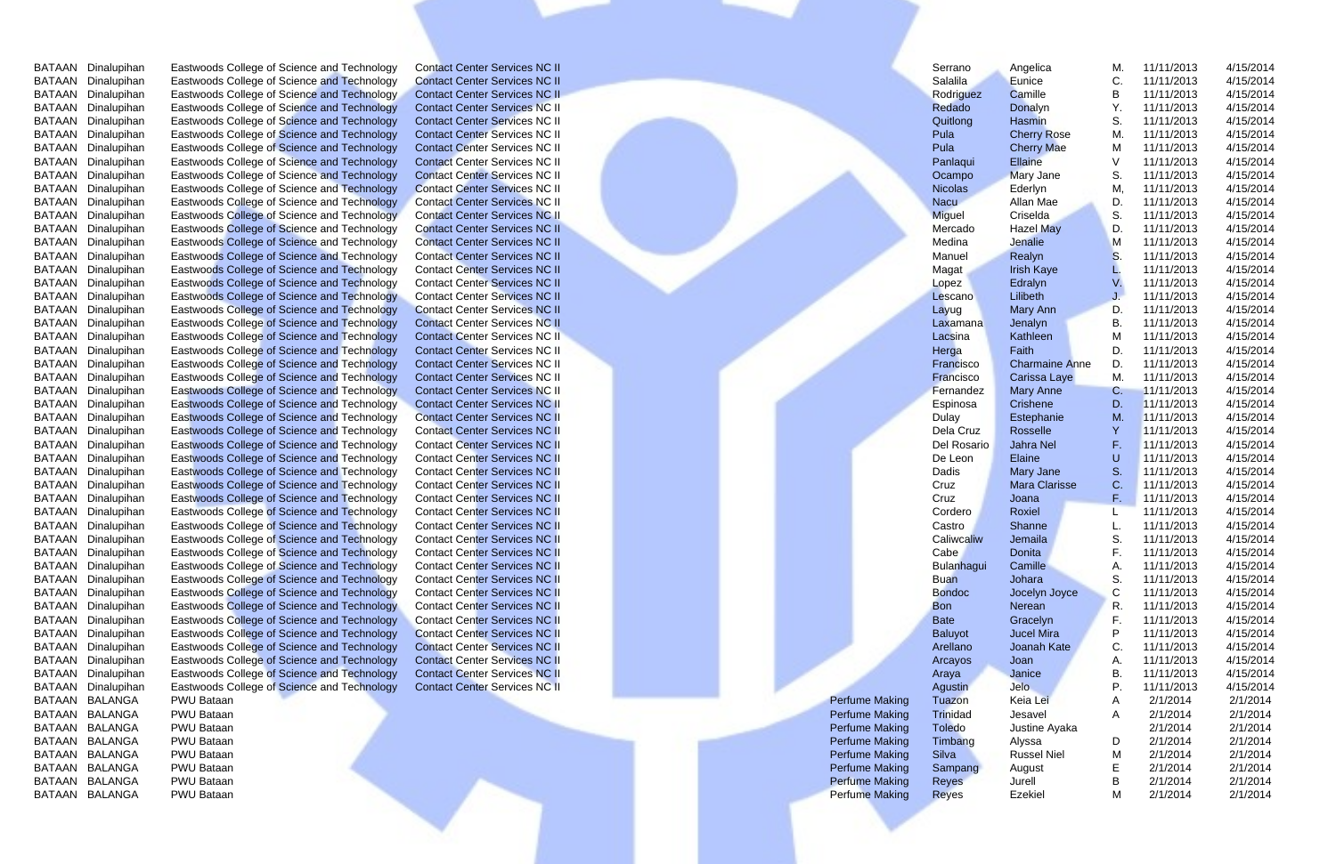| | | | | | | | | | |
|---|---|---|---|---|---|---|---|---|---|
| BATAAN | Dinalupihan | Eastwoods College of Science and Technology | Contact Center Services NC II | | Serrano | Angelica | M. | 11/11/2013 | 4/15/2014 |
| BATAAN | Dinalupihan | Eastwoods College of Science and Technology | Contact Center Services NC II | | Salalila | Eunice | C. | 11/11/2013 | 4/15/2014 |
| BATAAN | Dinalupihan | Eastwoods College of Science and Technology | Contact Center Services NC II | | Rodriguez | Camille | B | 11/11/2013 | 4/15/2014 |
| BATAAN | Dinalupihan | Eastwoods College of Science and Technology | Contact Center Services NC II | | Redado | Donalyn | Y. | 11/11/2013 | 4/15/2014 |
| BATAAN | Dinalupihan | Eastwoods College of Science and Technology | Contact Center Services NC II | | Quitlong | Hasmin | S. | 11/11/2013 | 4/15/2014 |
| BATAAN | Dinalupihan | Eastwoods College of Science and Technology | Contact Center Services NC II | | Pula | Cherry Rose | M. | 11/11/2013 | 4/15/2014 |
| BATAAN | Dinalupihan | Eastwoods College of Science and Technology | Contact Center Services NC II | | Pula | Cherry Mae | M | 11/11/2013 | 4/15/2014 |
| BATAAN | Dinalupihan | Eastwoods College of Science and Technology | Contact Center Services NC II | | Panlaqui | Ellaine | V | 11/11/2013 | 4/15/2014 |
| BATAAN | Dinalupihan | Eastwoods College of Science and Technology | Contact Center Services NC II | | Ocampo | Mary Jane | S. | 11/11/2013 | 4/15/2014 |
| BATAAN | Dinalupihan | Eastwoods College of Science and Technology | Contact Center Services NC II | | Nicolas | Ederlyn | M, | 11/11/2013 | 4/15/2014 |
| BATAAN | Dinalupihan | Eastwoods College of Science and Technology | Contact Center Services NC II | | Nacu | Allan Mae | D. | 11/11/2013 | 4/15/2014 |
| BATAAN | Dinalupihan | Eastwoods College of Science and Technology | Contact Center Services NC II | | Miguel | Criselda | S. | 11/11/2013 | 4/15/2014 |
| BATAAN | Dinalupihan | Eastwoods College of Science and Technology | Contact Center Services NC II | | Mercado | Hazel May | D. | 11/11/2013 | 4/15/2014 |
| BATAAN | Dinalupihan | Eastwoods College of Science and Technology | Contact Center Services NC II | | Medina | Jenalie | M | 11/11/2013 | 4/15/2014 |
| BATAAN | Dinalupihan | Eastwoods College of Science and Technology | Contact Center Services NC II | | Manuel | Realyn | S. | 11/11/2013 | 4/15/2014 |
| BATAAN | Dinalupihan | Eastwoods College of Science and Technology | Contact Center Services NC II | | Magat | Irish Kaye | L. | 11/11/2013 | 4/15/2014 |
| BATAAN | Dinalupihan | Eastwoods College of Science and Technology | Contact Center Services NC II | | Lopez | Edralyn | V. | 11/11/2013 | 4/15/2014 |
| BATAAN | Dinalupihan | Eastwoods College of Science and Technology | Contact Center Services NC II | | Lescano | Lilibeth | J. | 11/11/2013 | 4/15/2014 |
| BATAAN | Dinalupihan | Eastwoods College of Science and Technology | Contact Center Services NC II | | Layug | Mary Ann | D. | 11/11/2013 | 4/15/2014 |
| BATAAN | Dinalupihan | Eastwoods College of Science and Technology | Contact Center Services NC II | | Laxamana | Jenalyn | B. | 11/11/2013 | 4/15/2014 |
| BATAAN | Dinalupihan | Eastwoods College of Science and Technology | Contact Center Services NC II | | Lacsina | Kathleen | M | 11/11/2013 | 4/15/2014 |
| BATAAN | Dinalupihan | Eastwoods College of Science and Technology | Contact Center Services NC II | | Herga | Faith | D. | 11/11/2013 | 4/15/2014 |
| BATAAN | Dinalupihan | Eastwoods College of Science and Technology | Contact Center Services NC II | | Francisco | Charmaine Anne | D. | 11/11/2013 | 4/15/2014 |
| BATAAN | Dinalupihan | Eastwoods College of Science and Technology | Contact Center Services NC II | | Francisco | Carissa Laye | M. | 11/11/2013 | 4/15/2014 |
| BATAAN | Dinalupihan | Eastwoods College of Science and Technology | Contact Center Services NC II | | Fernandez | Mary Anne | C. | 11/11/2013 | 4/15/2014 |
| BATAAN | Dinalupihan | Eastwoods College of Science and Technology | Contact Center Services NC II | | Espinosa | Crishene | D. | 11/11/2013 | 4/15/2014 |
| BATAAN | Dinalupihan | Eastwoods College of Science and Technology | Contact Center Services NC II | | Dulay | Estephanie | M. | 11/11/2013 | 4/15/2014 |
| BATAAN | Dinalupihan | Eastwoods College of Science and Technology | Contact Center Services NC II | | Dela Cruz | Rosselle | Y | 11/11/2013 | 4/15/2014 |
| BATAAN | Dinalupihan | Eastwoods College of Science and Technology | Contact Center Services NC II | | Del Rosario | Jahra Nel | F. | 11/11/2013 | 4/15/2014 |
| BATAAN | Dinalupihan | Eastwoods College of Science and Technology | Contact Center Services NC II | | De Leon | Elaine | U | 11/11/2013 | 4/15/2014 |
| BATAAN | Dinalupihan | Eastwoods College of Science and Technology | Contact Center Services NC II | | Dadis | Mary Jane | S. | 11/11/2013 | 4/15/2014 |
| BATAAN | Dinalupihan | Eastwoods College of Science and Technology | Contact Center Services NC II | | Cruz | Mara Clarisse | C. | 11/11/2013 | 4/15/2014 |
| BATAAN | Dinalupihan | Eastwoods College of Science and Technology | Contact Center Services NC II | | Cruz | Joana | F. | 11/11/2013 | 4/15/2014 |
| BATAAN | Dinalupihan | Eastwoods College of Science and Technology | Contact Center Services NC II | | Cordero | Roxiel | L | 11/11/2013 | 4/15/2014 |
| BATAAN | Dinalupihan | Eastwoods College of Science and Technology | Contact Center Services NC II | | Castro | Shanne | L. | 11/11/2013 | 4/15/2014 |
| BATAAN | Dinalupihan | Eastwoods College of Science and Technology | Contact Center Services NC II | | Caliwcaliw | Jemaila | S. | 11/11/2013 | 4/15/2014 |
| BATAAN | Dinalupihan | Eastwoods College of Science and Technology | Contact Center Services NC II | | Cabe | Donita | F. | 11/11/2013 | 4/15/2014 |
| BATAAN | Dinalupihan | Eastwoods College of Science and Technology | Contact Center Services NC II | | Bulanhagui | Camille | A. | 11/11/2013 | 4/15/2014 |
| BATAAN | Dinalupihan | Eastwoods College of Science and Technology | Contact Center Services NC II | | Buan | Johara | S. | 11/11/2013 | 4/15/2014 |
| BATAAN | Dinalupihan | Eastwoods College of Science and Technology | Contact Center Services NC II | | Bondoc | Jocelyn Joyce | C | 11/11/2013 | 4/15/2014 |
| BATAAN | Dinalupihan | Eastwoods College of Science and Technology | Contact Center Services NC II | | Bon | Nerean | R. | 11/11/2013 | 4/15/2014 |
| BATAAN | Dinalupihan | Eastwoods College of Science and Technology | Contact Center Services NC II | | Bate | Gracelyn | F. | 11/11/2013 | 4/15/2014 |
| BATAAN | Dinalupihan | Eastwoods College of Science and Technology | Contact Center Services NC II | | Baluyot | Jucel Mira | P | 11/11/2013 | 4/15/2014 |
| BATAAN | Dinalupihan | Eastwoods College of Science and Technology | Contact Center Services NC II | | Arellano | Joanah Kate | C. | 11/11/2013 | 4/15/2014 |
| BATAAN | Dinalupihan | Eastwoods College of Science and Technology | Contact Center Services NC II | | Arcayos | Joan | A. | 11/11/2013 | 4/15/2014 |
| BATAAN | Dinalupihan | Eastwoods College of Science and Technology | Contact Center Services NC II | | Araya | Janice | B. | 11/11/2013 | 4/15/2014 |
| BATAAN | Dinalupihan | Eastwoods College of Science and Technology | Contact Center Services NC II | | Agustin | Jelo | P. | 11/11/2013 | 4/15/2014 |
| BATAAN | BALANGA | PWU Bataan | | Perfume Making | Tuazon | Keia Lei | A | 2/1/2014 | 2/1/2014 |
| BATAAN | BALANGA | PWU Bataan | | Perfume Making | Trinidad | Jesavel | A | 2/1/2014 | 2/1/2014 |
| BATAAN | BALANGA | PWU Bataan | | Perfume Making | Toledo | Justine Ayaka | | 2/1/2014 | 2/1/2014 |
| BATAAN | BALANGA | PWU Bataan | | Perfume Making | Timbang | Alyssa | D | 2/1/2014 | 2/1/2014 |
| BATAAN | BALANGA | PWU Bataan | | Perfume Making | Silva | Russel Niel | M | 2/1/2014 | 2/1/2014 |
| BATAAN | BALANGA | PWU Bataan | | Perfume Making | Sampang | August | E | 2/1/2014 | 2/1/2014 |
| BATAAN | BALANGA | PWU Bataan | | Perfume Making | Reyes | Jurell | B | 2/1/2014 | 2/1/2014 |
| BATAAN | BALANGA | PWU Bataan | | Perfume Making | Reyes | Ezekiel | M | 2/1/2014 | 2/1/2014 |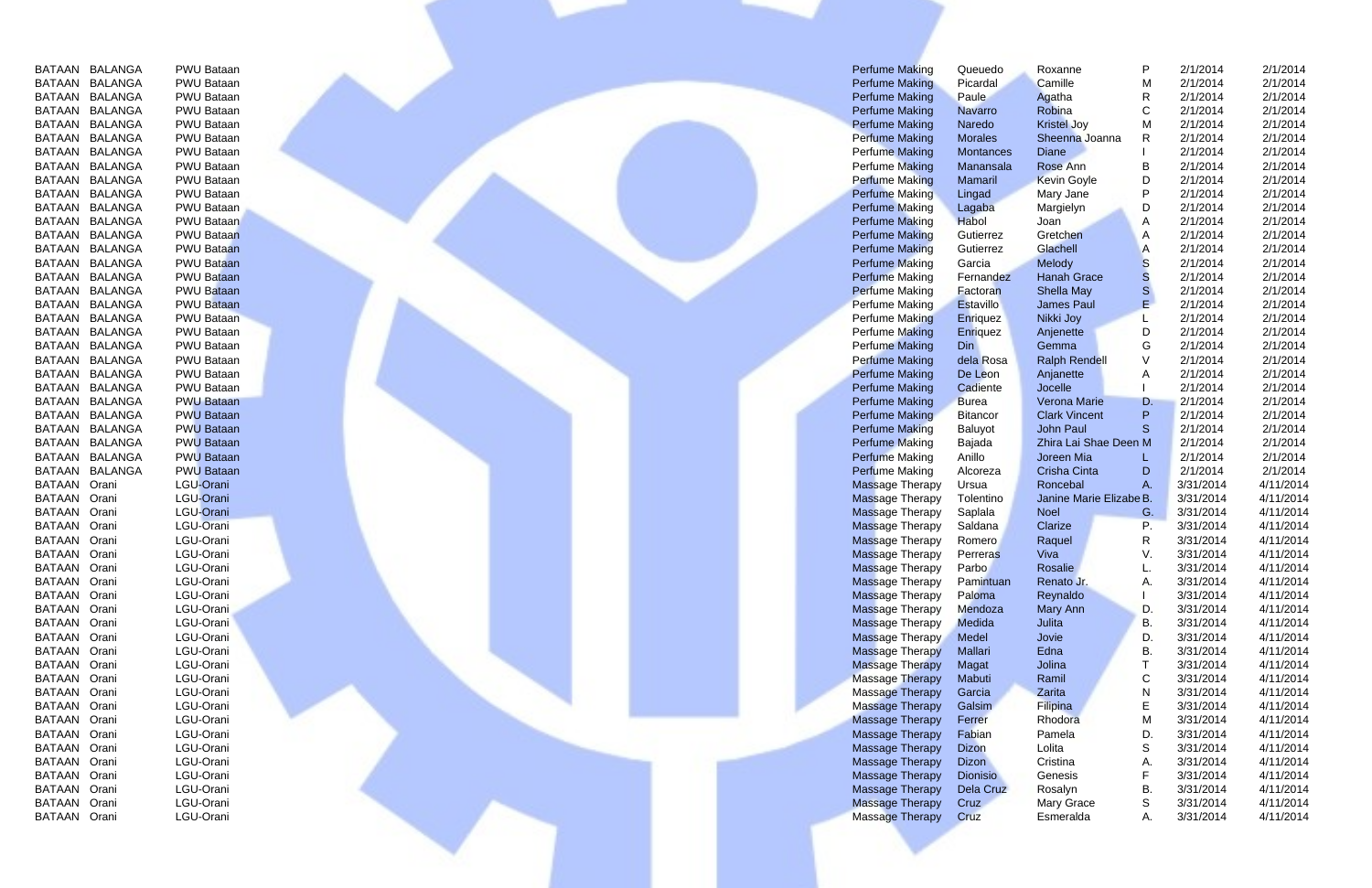| | | | | | | | | |
|---|---|---|---|---|---|---|---|---|
| BATAAN | BALANGA | PWU Bataan | Perfume Making | Queuedo | Roxanne | P | 2/1/2014 | 2/1/2014 |
| BATAAN | BALANGA | PWU Bataan | Perfume Making | Picardal | Camille | M | 2/1/2014 | 2/1/2014 |
| BATAAN | BALANGA | PWU Bataan | Perfume Making | Paule | Agatha | R | 2/1/2014 | 2/1/2014 |
| BATAAN | BALANGA | PWU Bataan | Perfume Making | Navarro | Robina | C | 2/1/2014 | 2/1/2014 |
| BATAAN | BALANGA | PWU Bataan | Perfume Making | Naredo | Kristel Joy | M | 2/1/2014 | 2/1/2014 |
| BATAAN | BALANGA | PWU Bataan | Perfume Making | Morales | Sheenna Joanna | R | 2/1/2014 | 2/1/2014 |
| BATAAN | BALANGA | PWU Bataan | Perfume Making | Montances | Diane | I | 2/1/2014 | 2/1/2014 |
| BATAAN | BALANGA | PWU Bataan | Perfume Making | Manansala | Rose Ann | B | 2/1/2014 | 2/1/2014 |
| BATAAN | BALANGA | PWU Bataan | Perfume Making | Mamaril | Kevin Goyle | D | 2/1/2014 | 2/1/2014 |
| BATAAN | BALANGA | PWU Bataan | Perfume Making | Lingad | Mary Jane | P | 2/1/2014 | 2/1/2014 |
| BATAAN | BALANGA | PWU Bataan | Perfume Making | Lagaba | Margielyn | D | 2/1/2014 | 2/1/2014 |
| BATAAN | BALANGA | PWU Bataan | Perfume Making | Habol | Joan | A | 2/1/2014 | 2/1/2014 |
| BATAAN | BALANGA | PWU Bataan | Perfume Making | Gutierrez | Gretchen | A | 2/1/2014 | 2/1/2014 |
| BATAAN | BALANGA | PWU Bataan | Perfume Making | Gutierrez | Glachell | A | 2/1/2014 | 2/1/2014 |
| BATAAN | BALANGA | PWU Bataan | Perfume Making | Garcia | Melody | S | 2/1/2014 | 2/1/2014 |
| BATAAN | BALANGA | PWU Bataan | Perfume Making | Fernandez | Hanah Grace | S | 2/1/2014 | 2/1/2014 |
| BATAAN | BALANGA | PWU Bataan | Perfume Making | Factoran | Shella May | S | 2/1/2014 | 2/1/2014 |
| BATAAN | BALANGA | PWU Bataan | Perfume Making | Estavillo | James Paul | E | 2/1/2014 | 2/1/2014 |
| BATAAN | BALANGA | PWU Bataan | Perfume Making | Enriquez | Nikki Joy | L | 2/1/2014 | 2/1/2014 |
| BATAAN | BALANGA | PWU Bataan | Perfume Making | Enriquez | Anjenette | D | 2/1/2014 | 2/1/2014 |
| BATAAN | BALANGA | PWU Bataan | Perfume Making | Din | Gemma | G | 2/1/2014 | 2/1/2014 |
| BATAAN | BALANGA | PWU Bataan | Perfume Making | dela Rosa | Ralph Rendell | V | 2/1/2014 | 2/1/2014 |
| BATAAN | BALANGA | PWU Bataan | Perfume Making | De Leon | Anjanette | A | 2/1/2014 | 2/1/2014 |
| BATAAN | BALANGA | PWU Bataan | Perfume Making | Cadiente | Jocelle | I | 2/1/2014 | 2/1/2014 |
| BATAAN | BALANGA | PWU Bataan | Perfume Making | Burea | Verona Marie | D. | 2/1/2014 | 2/1/2014 |
| BATAAN | BALANGA | PWU Bataan | Perfume Making | Bitancor | Clark Vincent | P | 2/1/2014 | 2/1/2014 |
| BATAAN | BALANGA | PWU Bataan | Perfume Making | Baluyot | John Paul | S | 2/1/2014 | 2/1/2014 |
| BATAAN | BALANGA | PWU Bataan | Perfume Making | Bajada | Zhira Lai Shae Deen | M | 2/1/2014 | 2/1/2014 |
| BATAAN | BALANGA | PWU Bataan | Perfume Making | Anillo | Joreen Mia | L | 2/1/2014 | 2/1/2014 |
| BATAAN | BALANGA | PWU Bataan | Perfume Making | Alcoreza | Crisha Cinta | D | 2/1/2014 | 2/1/2014 |
| BATAAN | Orani | LGU-Orani | Massage Therapy | Ursua | Roncebal | A. | 3/31/2014 | 4/11/2014 |
| BATAAN | Orani | LGU-Orani | Massage Therapy | Tolentino | Janine Marie Elizabe | B. | 3/31/2014 | 4/11/2014 |
| BATAAN | Orani | LGU-Orani | Massage Therapy | Saplala | Noel | G. | 3/31/2014 | 4/11/2014 |
| BATAAN | Orani | LGU-Orani | Massage Therapy | Saldana | Clarize | P. | 3/31/2014 | 4/11/2014 |
| BATAAN | Orani | LGU-Orani | Massage Therapy | Romero | Raquel | R | 3/31/2014 | 4/11/2014 |
| BATAAN | Orani | LGU-Orani | Massage Therapy | Perreras | Viva | V. | 3/31/2014 | 4/11/2014 |
| BATAAN | Orani | LGU-Orani | Massage Therapy | Parbo | Rosalie | L. | 3/31/2014 | 4/11/2014 |
| BATAAN | Orani | LGU-Orani | Massage Therapy | Pamintuan | Renato Jr. | A. | 3/31/2014 | 4/11/2014 |
| BATAAN | Orani | LGU-Orani | Massage Therapy | Paloma | Reynaldo | I | 3/31/2014 | 4/11/2014 |
| BATAAN | Orani | LGU-Orani | Massage Therapy | Mendoza | Mary Ann | D. | 3/31/2014 | 4/11/2014 |
| BATAAN | Orani | LGU-Orani | Massage Therapy | Medida | Julita | B. | 3/31/2014 | 4/11/2014 |
| BATAAN | Orani | LGU-Orani | Massage Therapy | Medel | Jovie | D. | 3/31/2014 | 4/11/2014 |
| BATAAN | Orani | LGU-Orani | Massage Therapy | Mallari | Edna | B. | 3/31/2014 | 4/11/2014 |
| BATAAN | Orani | LGU-Orani | Massage Therapy | Magat | Jolina | T | 3/31/2014 | 4/11/2014 |
| BATAAN | Orani | LGU-Orani | Massage Therapy | Mabuti | Ramil | C | 3/31/2014 | 4/11/2014 |
| BATAAN | Orani | LGU-Orani | Massage Therapy | Garcia | Zarita | N | 3/31/2014 | 4/11/2014 |
| BATAAN | Orani | LGU-Orani | Massage Therapy | Galsim | Filipina | E | 3/31/2014 | 4/11/2014 |
| BATAAN | Orani | LGU-Orani | Massage Therapy | Ferrer | Rhodora | M | 3/31/2014 | 4/11/2014 |
| BATAAN | Orani | LGU-Orani | Massage Therapy | Fabian | Pamela | D. | 3/31/2014 | 4/11/2014 |
| BATAAN | Orani | LGU-Orani | Massage Therapy | Dizon | Lolita | S | 3/31/2014 | 4/11/2014 |
| BATAAN | Orani | LGU-Orani | Massage Therapy | Dizon | Cristina | A. | 3/31/2014 | 4/11/2014 |
| BATAAN | Orani | LGU-Orani | Massage Therapy | Dionisio | Genesis | F | 3/31/2014 | 4/11/2014 |
| BATAAN | Orani | LGU-Orani | Massage Therapy | Dela Cruz | Rosalyn | B. | 3/31/2014 | 4/11/2014 |
| BATAAN | Orani | LGU-Orani | Massage Therapy | Cruz | Mary Grace | S | 3/31/2014 | 4/11/2014 |
| BATAAN | Orani | LGU-Orani | Massage Therapy | Cruz | Esmeralda | A. | 3/31/2014 | 4/11/2014 |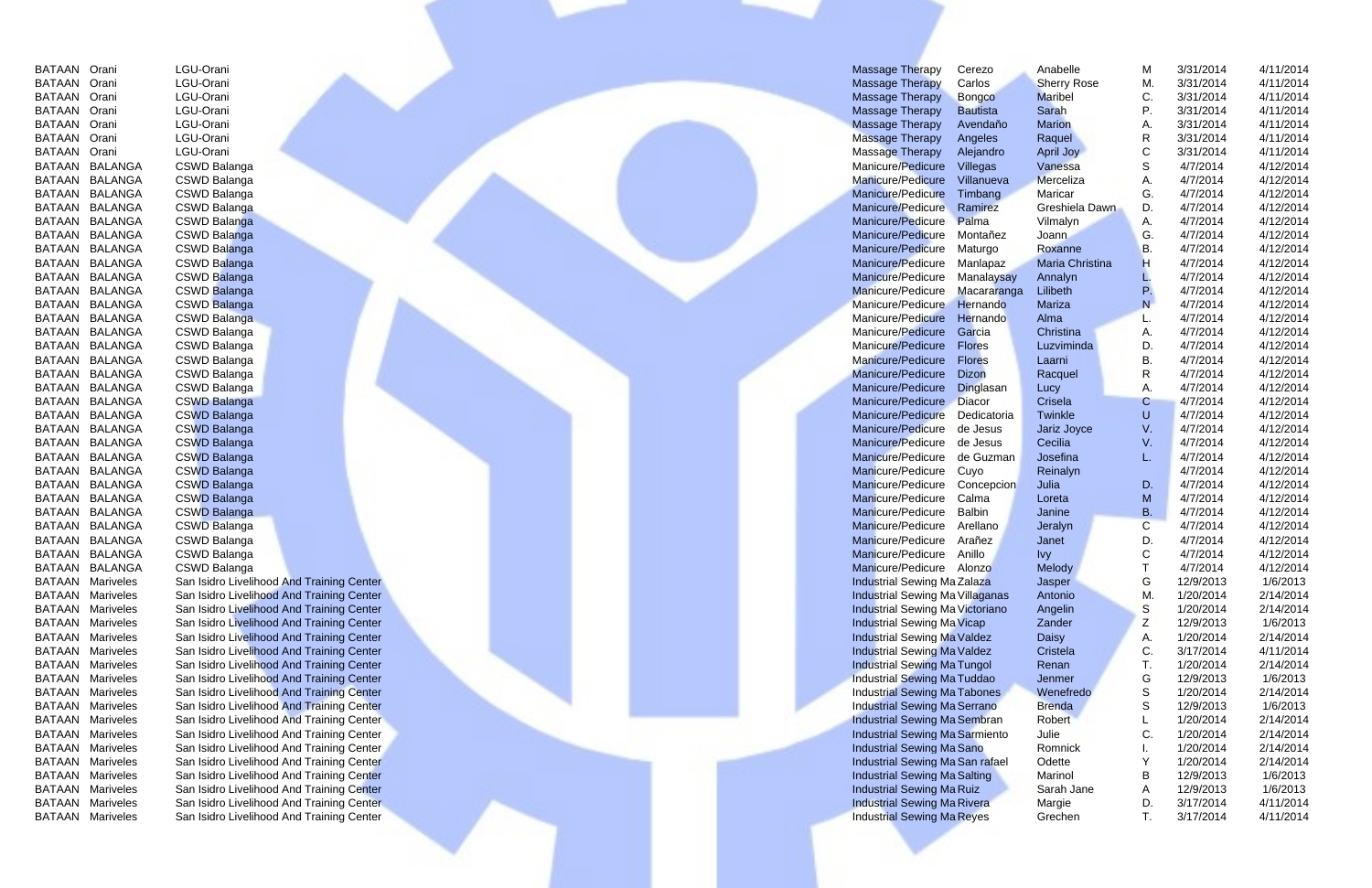| | | | | | | | | |
|---|---|---|---|---|---|---|---|---|
| BATAAN | Orani | LGU-Orani | Massage Therapy | Cerezo | Anabelle | M | 3/31/2014 | 4/11/2014 |
| BATAAN | Orani | LGU-Orani | Massage Therapy | Carlos | Sherry Rose | M. | 3/31/2014 | 4/11/2014 |
| BATAAN | Orani | LGU-Orani | Massage Therapy | Bongco | Maribel | C. | 3/31/2014 | 4/11/2014 |
| BATAAN | Orani | LGU-Orani | Massage Therapy | Bautista | Sarah | P. | 3/31/2014 | 4/11/2014 |
| BATAAN | Orani | LGU-Orani | Massage Therapy | Avendaño | Marion | A. | 3/31/2014 | 4/11/2014 |
| BATAAN | Orani | LGU-Orani | Massage Therapy | Angeles | Raquel | R | 3/31/2014 | 4/11/2014 |
| BATAAN | Orani | LGU-Orani | Massage Therapy | Alejandro | April Joy | C | 3/31/2014 | 4/11/2014 |
| BATAAN | BALANGA | CSWD Balanga | Manicure/Pedicure | Villegas | Vanessa | S | 4/7/2014 | 4/12/2014 |
| BATAAN | BALANGA | CSWD Balanga | Manicure/Pedicure | Villanueva | Merceliza | A. | 4/7/2014 | 4/12/2014 |
| BATAAN | BALANGA | CSWD Balanga | Manicure/Pedicure | Timbang | Maricar | G. | 4/7/2014 | 4/12/2014 |
| BATAAN | BALANGA | CSWD Balanga | Manicure/Pedicure | Ramirez | Greshiela Dawn | D. | 4/7/2014 | 4/12/2014 |
| BATAAN | BALANGA | CSWD Balanga | Manicure/Pedicure | Palma | Vilmalyn | A. | 4/7/2014 | 4/12/2014 |
| BATAAN | BALANGA | CSWD Balanga | Manicure/Pedicure | Montañez | Joann | G. | 4/7/2014 | 4/12/2014 |
| BATAAN | BALANGA | CSWD Balanga | Manicure/Pedicure | Maturgo | Roxanne | B. | 4/7/2014 | 4/12/2014 |
| BATAAN | BALANGA | CSWD Balanga | Manicure/Pedicure | Manlapaz | Maria Christina | H | 4/7/2014 | 4/12/2014 |
| BATAAN | BALANGA | CSWD Balanga | Manicure/Pedicure | Manalaysay | Annalyn | L. | 4/7/2014 | 4/12/2014 |
| BATAAN | BALANGA | CSWD Balanga | Manicure/Pedicure | Macararanga | Lilibeth | P. | 4/7/2014 | 4/12/2014 |
| BATAAN | BALANGA | CSWD Balanga | Manicure/Pedicure | Hernando | Mariza | N | 4/7/2014 | 4/12/2014 |
| BATAAN | BALANGA | CSWD Balanga | Manicure/Pedicure | Hernando | Alma | L. | 4/7/2014 | 4/12/2014 |
| BATAAN | BALANGA | CSWD Balanga | Manicure/Pedicure | Garcia | Christina | A. | 4/7/2014 | 4/12/2014 |
| BATAAN | BALANGA | CSWD Balanga | Manicure/Pedicure | Flores | Luzviminda | D. | 4/7/2014 | 4/12/2014 |
| BATAAN | BALANGA | CSWD Balanga | Manicure/Pedicure | Flores | Laarni | B. | 4/7/2014 | 4/12/2014 |
| BATAAN | BALANGA | CSWD Balanga | Manicure/Pedicure | Dizon | Racquel | R | 4/7/2014 | 4/12/2014 |
| BATAAN | BALANGA | CSWD Balanga | Manicure/Pedicure | Dinglasan | Lucy | A. | 4/7/2014 | 4/12/2014 |
| BATAAN | BALANGA | CSWD Balanga | Manicure/Pedicure | Diacor | Crisela | C | 4/7/2014 | 4/12/2014 |
| BATAAN | BALANGA | CSWD Balanga | Manicure/Pedicure | Dedicatoria | Twinkle | U | 4/7/2014 | 4/12/2014 |
| BATAAN | BALANGA | CSWD Balanga | Manicure/Pedicure | de Jesus | Jariz Joyce | V. | 4/7/2014 | 4/12/2014 |
| BATAAN | BALANGA | CSWD Balanga | Manicure/Pedicure | de Jesus | Cecilia | V. | 4/7/2014 | 4/12/2014 |
| BATAAN | BALANGA | CSWD Balanga | Manicure/Pedicure | de Guzman | Josefina | L. | 4/7/2014 | 4/12/2014 |
| BATAAN | BALANGA | CSWD Balanga | Manicure/Pedicure | Cuyo | Reinalyn | | 4/7/2014 | 4/12/2014 |
| BATAAN | BALANGA | CSWD Balanga | Manicure/Pedicure | Concepcion | Julia | D. | 4/7/2014 | 4/12/2014 |
| BATAAN | BALANGA | CSWD Balanga | Manicure/Pedicure | Calma | Loreta | M | 4/7/2014 | 4/12/2014 |
| BATAAN | BALANGA | CSWD Balanga | Manicure/Pedicure | Balbin | Janine | B. | 4/7/2014 | 4/12/2014 |
| BATAAN | BALANGA | CSWD Balanga | Manicure/Pedicure | Arellano | Jeralyn | C | 4/7/2014 | 4/12/2014 |
| BATAAN | BALANGA | CSWD Balanga | Manicure/Pedicure | Arañez | Janet | D. | 4/7/2014 | 4/12/2014 |
| BATAAN | BALANGA | CSWD Balanga | Manicure/Pedicure | Anillo | Ivy | C | 4/7/2014 | 4/12/2014 |
| BATAAN | BALANGA | CSWD Balanga | Manicure/Pedicure | Alonzo | Melody | T | 4/7/2014 | 4/12/2014 |
| BATAAN | Mariveles | San Isidro Livelihood And Training Center | Industrial Sewing Ma | Zalaza | Jasper | G | 12/9/2013 | 1/6/2013 |
| BATAAN | Mariveles | San Isidro Livelihood And Training Center | Industrial Sewing Ma | Villaganas | Antonio | M. | 1/20/2014 | 2/14/2014 |
| BATAAN | Mariveles | San Isidro Livelihood And Training Center | Industrial Sewing Ma | Victoriano | Angelin | S | 1/20/2014 | 2/14/2014 |
| BATAAN | Mariveles | San Isidro Livelihood And Training Center | Industrial Sewing Ma | Vicap | Zander | Z | 12/9/2013 | 1/6/2013 |
| BATAAN | Mariveles | San Isidro Livelihood And Training Center | Industrial Sewing Ma | Valdez | Daisy | A. | 1/20/2014 | 2/14/2014 |
| BATAAN | Mariveles | San Isidro Livelihood And Training Center | Industrial Sewing Ma | Valdez | Cristela | C. | 3/17/2014 | 4/11/2014 |
| BATAAN | Mariveles | San Isidro Livelihood And Training Center | Industrial Sewing Ma | Tungol | Renan | T. | 1/20/2014 | 2/14/2014 |
| BATAAN | Mariveles | San Isidro Livelihood And Training Center | Industrial Sewing Ma | Tuddao | Jenmer | G | 12/9/2013 | 1/6/2013 |
| BATAAN | Mariveles | San Isidro Livelihood And Training Center | Industrial Sewing Ma | Tabones | Wenefredo | S | 1/20/2014 | 2/14/2014 |
| BATAAN | Mariveles | San Isidro Livelihood And Training Center | Industrial Sewing Ma | Serrano | Brenda | S | 12/9/2013 | 1/6/2013 |
| BATAAN | Mariveles | San Isidro Livelihood And Training Center | Industrial Sewing Ma | Sembran | Robert | L | 1/20/2014 | 2/14/2014 |
| BATAAN | Mariveles | San Isidro Livelihood And Training Center | Industrial Sewing Ma | Sarmiento | Julie | C. | 1/20/2014 | 2/14/2014 |
| BATAAN | Mariveles | San Isidro Livelihood And Training Center | Industrial Sewing Ma | Sano | Romnick | I. | 1/20/2014 | 2/14/2014 |
| BATAAN | Mariveles | San Isidro Livelihood And Training Center | Industrial Sewing Ma | San rafael | Odette | Y | 1/20/2014 | 2/14/2014 |
| BATAAN | Mariveles | San Isidro Livelihood And Training Center | Industrial Sewing Ma | Salting | Marinol | B | 12/9/2013 | 1/6/2013 |
| BATAAN | Mariveles | San Isidro Livelihood And Training Center | Industrial Sewing Ma | Ruiz | Sarah Jane | A | 12/9/2013 | 1/6/2013 |
| BATAAN | Mariveles | San Isidro Livelihood And Training Center | Industrial Sewing Ma | Rivera | Margie | D. | 3/17/2014 | 4/11/2014 |
| BATAAN | Mariveles | San Isidro Livelihood And Training Center | Industrial Sewing Ma | Reyes | Grechen | T. | 3/17/2014 | 4/11/2014 |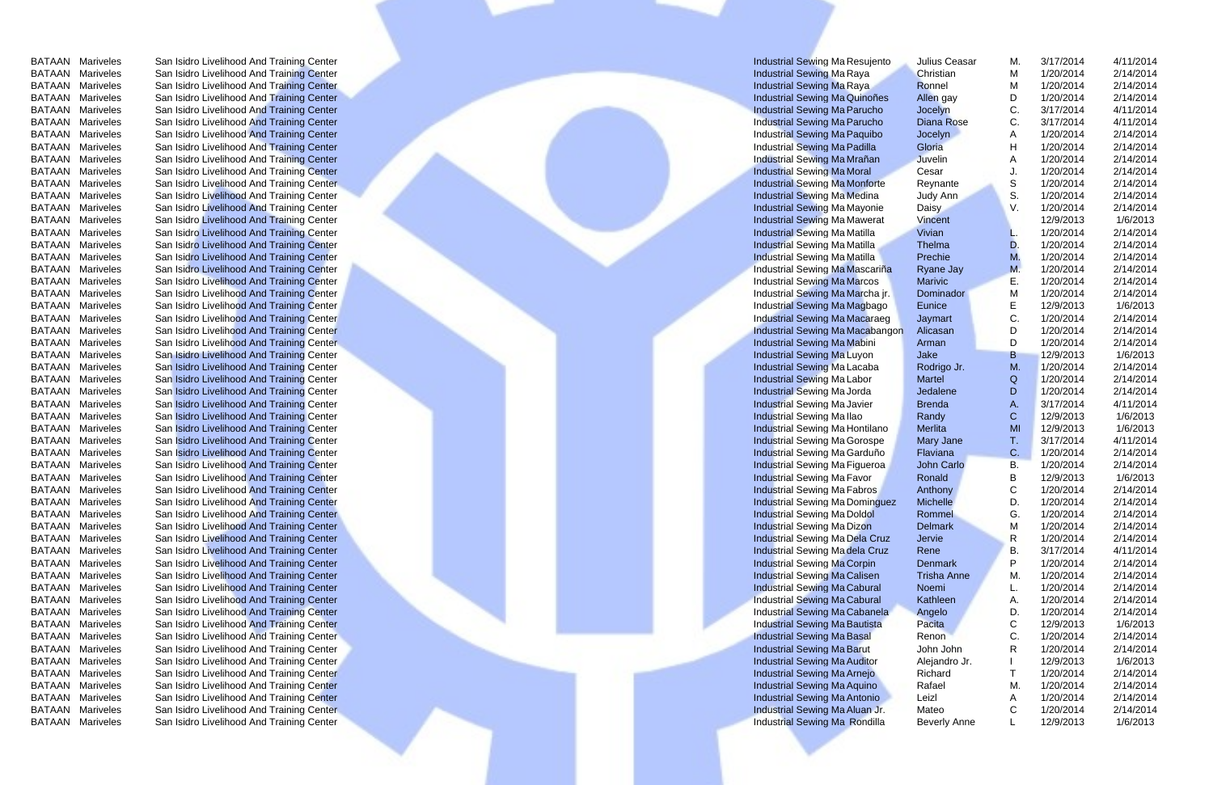| | | | | | | | | |
|---|---|---|---|---|---|---|---|---|
| BATAAN | Mariveles | San Isidro Livelihood And Training Center | Industrial Sewing Ma | Resujento | Julius Ceasar | M. | 3/17/2014 | 4/11/2014 |
| BATAAN | Mariveles | San Isidro Livelihood And Training Center | Industrial Sewing Ma | Raya | Christian | M | 1/20/2014 | 2/14/2014 |
| BATAAN | Mariveles | San Isidro Livelihood And Training Center | Industrial Sewing Ma | Raya | Ronnel | M | 1/20/2014 | 2/14/2014 |
| BATAAN | Mariveles | San Isidro Livelihood And Training Center | Industrial Sewing Ma | Quinoñes | Allen gay | D | 1/20/2014 | 2/14/2014 |
| BATAAN | Mariveles | San Isidro Livelihood And Training Center | Industrial Sewing Ma | Parucho | Jocelyn | C. | 3/17/2014 | 4/11/2014 |
| BATAAN | Mariveles | San Isidro Livelihood And Training Center | Industrial Sewing Ma | Parucho | Diana Rose | C. | 3/17/2014 | 4/11/2014 |
| BATAAN | Mariveles | San Isidro Livelihood And Training Center | Industrial Sewing Ma | Paquibo | Jocelyn | A | 1/20/2014 | 2/14/2014 |
| BATAAN | Mariveles | San Isidro Livelihood And Training Center | Industrial Sewing Ma | Padilla | Gloria | H | 1/20/2014 | 2/14/2014 |
| BATAAN | Mariveles | San Isidro Livelihood And Training Center | Industrial Sewing Ma | Mrañan | Juvelin | A | 1/20/2014 | 2/14/2014 |
| BATAAN | Mariveles | San Isidro Livelihood And Training Center | Industrial Sewing Ma | Moral | Cesar | J. | 1/20/2014 | 2/14/2014 |
| BATAAN | Mariveles | San Isidro Livelihood And Training Center | Industrial Sewing Ma | Monforte | Reynante | S | 1/20/2014 | 2/14/2014 |
| BATAAN | Mariveles | San Isidro Livelihood And Training Center | Industrial Sewing Ma | Medina | Judy Ann | S. | 1/20/2014 | 2/14/2014 |
| BATAAN | Mariveles | San Isidro Livelihood And Training Center | Industrial Sewing Ma | Mayonie | Daisy | V. | 1/20/2014 | 2/14/2014 |
| BATAAN | Mariveles | San Isidro Livelihood And Training Center | Industrial Sewing Ma | Mawerat | Vincent | | 12/9/2013 | 1/6/2013 |
| BATAAN | Mariveles | San Isidro Livelihood And Training Center | Industrial Sewing Ma | Matilla | Vivian | L. | 1/20/2014 | 2/14/2014 |
| BATAAN | Mariveles | San Isidro Livelihood And Training Center | Industrial Sewing Ma | Matilla | Thelma | D. | 1/20/2014 | 2/14/2014 |
| BATAAN | Mariveles | San Isidro Livelihood And Training Center | Industrial Sewing Ma | Matilla | Prechie | M. | 1/20/2014 | 2/14/2014 |
| BATAAN | Mariveles | San Isidro Livelihood And Training Center | Industrial Sewing Ma | Mascariña | Ryane Jay | M. | 1/20/2014 | 2/14/2014 |
| BATAAN | Mariveles | San Isidro Livelihood And Training Center | Industrial Sewing Ma | Marcos | Marivic | E. | 1/20/2014 | 2/14/2014 |
| BATAAN | Mariveles | San Isidro Livelihood And Training Center | Industrial Sewing Ma | Marcha jr. | Dominador | M | 1/20/2014 | 2/14/2014 |
| BATAAN | Mariveles | San Isidro Livelihood And Training Center | Industrial Sewing Ma | Magbago | Eunice | E | 12/9/2013 | 1/6/2013 |
| BATAAN | Mariveles | San Isidro Livelihood And Training Center | Industrial Sewing Ma | Macaraeg | Jaymart | C. | 1/20/2014 | 2/14/2014 |
| BATAAN | Mariveles | San Isidro Livelihood And Training Center | Industrial Sewing Ma | Macabangon | Alicasan | D | 1/20/2014 | 2/14/2014 |
| BATAAN | Mariveles | San Isidro Livelihood And Training Center | Industrial Sewing Ma | Mabini | Arman | D | 1/20/2014 | 2/14/2014 |
| BATAAN | Mariveles | San Isidro Livelihood And Training Center | Industrial Sewing Ma | Luyon | Jake | B | 12/9/2013 | 1/6/2013 |
| BATAAN | Mariveles | San Isidro Livelihood And Training Center | Industrial Sewing Ma | Lacaba | Rodrigo Jr. | M. | 1/20/2014 | 2/14/2014 |
| BATAAN | Mariveles | San Isidro Livelihood And Training Center | Industrial Sewing Ma | Labor | Martel | Q | 1/20/2014 | 2/14/2014 |
| BATAAN | Mariveles | San Isidro Livelihood And Training Center | Industrial Sewing Ma | Jorda | Jedalene | D | 1/20/2014 | 2/14/2014 |
| BATAAN | Mariveles | San Isidro Livelihood And Training Center | Industrial Sewing Ma | Javier | Brenda | A. | 3/17/2014 | 4/11/2014 |
| BATAAN | Mariveles | San Isidro Livelihood And Training Center | Industrial Sewing Ma | Ilao | Randy | C | 12/9/2013 | 1/6/2013 |
| BATAAN | Mariveles | San Isidro Livelihood And Training Center | Industrial Sewing Ma | Hontilano | Merlita | MI | 12/9/2013 | 1/6/2013 |
| BATAAN | Mariveles | San Isidro Livelihood And Training Center | Industrial Sewing Ma | Gorospe | Mary Jane | T. | 3/17/2014 | 4/11/2014 |
| BATAAN | Mariveles | San Isidro Livelihood And Training Center | Industrial Sewing Ma | Garduño | Flaviana | C. | 1/20/2014 | 2/14/2014 |
| BATAAN | Mariveles | San Isidro Livelihood And Training Center | Industrial Sewing Ma | Figueroa | John Carlo | B. | 1/20/2014 | 2/14/2014 |
| BATAAN | Mariveles | San Isidro Livelihood And Training Center | Industrial Sewing Ma | Favor | Ronald | B | 12/9/2013 | 1/6/2013 |
| BATAAN | Mariveles | San Isidro Livelihood And Training Center | Industrial Sewing Ma | Fabros | Anthony | C | 1/20/2014 | 2/14/2014 |
| BATAAN | Mariveles | San Isidro Livelihood And Training Center | Industrial Sewing Ma | Dominguez | Michelle | D. | 1/20/2014 | 2/14/2014 |
| BATAAN | Mariveles | San Isidro Livelihood And Training Center | Industrial Sewing Ma | Doldol | Rommel | G. | 1/20/2014 | 2/14/2014 |
| BATAAN | Mariveles | San Isidro Livelihood And Training Center | Industrial Sewing Ma | Dizon | Delmark | M | 1/20/2014 | 2/14/2014 |
| BATAAN | Mariveles | San Isidro Livelihood And Training Center | Industrial Sewing Ma | Dela Cruz | Jervie | R | 1/20/2014 | 2/14/2014 |
| BATAAN | Mariveles | San Isidro Livelihood And Training Center | Industrial Sewing Ma | dela Cruz | Rene | B. | 3/17/2014 | 4/11/2014 |
| BATAAN | Mariveles | San Isidro Livelihood And Training Center | Industrial Sewing Ma | Corpin | Denmark | P | 1/20/2014 | 2/14/2014 |
| BATAAN | Mariveles | San Isidro Livelihood And Training Center | Industrial Sewing Ma | Calisen | Trisha Anne | M. | 1/20/2014 | 2/14/2014 |
| BATAAN | Mariveles | San Isidro Livelihood And Training Center | Industrial Sewing Ma | Cabural | Noemi | L. | 1/20/2014 | 2/14/2014 |
| BATAAN | Mariveles | San Isidro Livelihood And Training Center | Industrial Sewing Ma | Cabural | Kathleen | A. | 1/20/2014 | 2/14/2014 |
| BATAAN | Mariveles | San Isidro Livelihood And Training Center | Industrial Sewing Ma | Cabanela | Angelo | D. | 1/20/2014 | 2/14/2014 |
| BATAAN | Mariveles | San Isidro Livelihood And Training Center | Industrial Sewing Ma | Bautista | Pacita | C | 12/9/2013 | 1/6/2013 |
| BATAAN | Mariveles | San Isidro Livelihood And Training Center | Industrial Sewing Ma | Basal | Renon | C. | 1/20/2014 | 2/14/2014 |
| BATAAN | Mariveles | San Isidro Livelihood And Training Center | Industrial Sewing Ma | Barut | John John | R | 1/20/2014 | 2/14/2014 |
| BATAAN | Mariveles | San Isidro Livelihood And Training Center | Industrial Sewing Ma | Auditor | Alejandro Jr. | I | 12/9/2013 | 1/6/2013 |
| BATAAN | Mariveles | San Isidro Livelihood And Training Center | Industrial Sewing Ma | Arnejo | Richard | T | 1/20/2014 | 2/14/2014 |
| BATAAN | Mariveles | San Isidro Livelihood And Training Center | Industrial Sewing Ma | Aquino | Rafael | M. | 1/20/2014 | 2/14/2014 |
| BATAAN | Mariveles | San Isidro Livelihood And Training Center | Industrial Sewing Ma | Antonio | Leizl | A | 1/20/2014 | 2/14/2014 |
| BATAAN | Mariveles | San Isidro Livelihood And Training Center | Industrial Sewing Ma | Aluan Jr. | Mateo | C | 1/20/2014 | 2/14/2014 |
| BATAAN | Mariveles | San Isidro Livelihood And Training Center | Industrial Sewing Ma | Rondilla | Beverly Anne | L | 12/9/2013 | 1/6/2013 |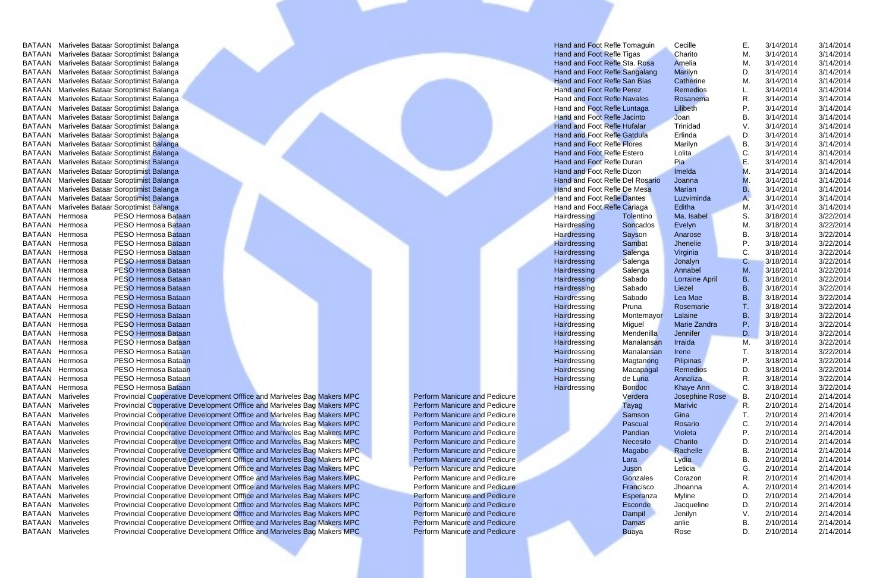| | | | | | | | | |
|---|---|---|---|---|---|---|---|---|
| BATAAN | Mariveles | Bataar Soroptimist Balanga | Hand and Foot Refle | Tomaguin | Cecille | E. | 3/14/2014 | 3/14/2014 |
| BATAAN | Mariveles | Bataar Soroptimist Balanga | Hand and Foot Refle | Tigas | Charito | M. | 3/14/2014 | 3/14/2014 |
| BATAAN | Mariveles | Bataar Soroptimist Balanga | Hand and Foot Refle | Sta. Rosa | Amelia | M. | 3/14/2014 | 3/14/2014 |
| BATAAN | Mariveles | Bataar Soroptimist Balanga | Hand and Foot Refle | Sangalang | Marilyn | D. | 3/14/2014 | 3/14/2014 |
| BATAAN | Mariveles | Bataar Soroptimist Balanga | Hand and Foot Refle | San Bias | Catherine | M. | 3/14/2014 | 3/14/2014 |
| BATAAN | Mariveles | Bataar Soroptimist Balanga | Hand and Foot Refle | Perez | Remedios | L. | 3/14/2014 | 3/14/2014 |
| BATAAN | Mariveles | Bataar Soroptimist Balanga | Hand and Foot Refle | Navales | Rosanema | R. | 3/14/2014 | 3/14/2014 |
| BATAAN | Mariveles | Bataar Soroptimist Balanga | Hand and Foot Refle | Luntaga | Lilibeth | P. | 3/14/2014 | 3/14/2014 |
| BATAAN | Mariveles | Bataar Soroptimist Balanga | Hand and Foot Refle | Jacinto | Joan | B. | 3/14/2014 | 3/14/2014 |
| BATAAN | Mariveles | Bataar Soroptimist Balanga | Hand and Foot Refle | Hufalar | Trinidad | V. | 3/14/2014 | 3/14/2014 |
| BATAAN | Mariveles | Bataar Soroptimist Balanga | Hand and Foot Refle | Gatdula | Erlinda | D. | 3/14/2014 | 3/14/2014 |
| BATAAN | Mariveles | Bataar Soroptimist Balanga | Hand and Foot Refle | Flores | Marilyn | B. | 3/14/2014 | 3/14/2014 |
| BATAAN | Mariveles | Bataar Soroptimist Balanga | Hand and Foot Refle | Estero | Lolita | C. | 3/14/2014 | 3/14/2014 |
| BATAAN | Mariveles | Bataar Soroptimist Balanga | Hand and Foot Refle | Duran | Pia | E. | 3/14/2014 | 3/14/2014 |
| BATAAN | Mariveles | Bataar Soroptimist Balanga | Hand and Foot Refle | Dizon | Imelda | M. | 3/14/2014 | 3/14/2014 |
| BATAAN | Mariveles | Bataar Soroptimist Balanga | Hand and Foot Refle | Del Rosario | Joanna | M. | 3/14/2014 | 3/14/2014 |
| BATAAN | Mariveles | Bataar Soroptimist Balanga | Hand and Foot Refle | De Mesa | Marian | B. | 3/14/2014 | 3/14/2014 |
| BATAAN | Mariveles | Bataar Soroptimist Balanga | Hand and Foot Refle | Dantes | Luzviminda | A. | 3/14/2014 | 3/14/2014 |
| BATAAN | Mariveles | Bataar Soroptimist Balanga | Hand and Foot Refle | Cariaga | Editha | M. | 3/14/2014 | 3/14/2014 |
| BATAAN | Hermosa | PESO Hermosa Bataan | Hairdressing | Tolentino | Ma. Isabel | S. | 3/18/2014 | 3/22/2014 |
| BATAAN | Hermosa | PESO Hermosa Bataan | Hairdressing | Soncados | Evelyn | M. | 3/18/2014 | 3/22/2014 |
| BATAAN | Hermosa | PESO Hermosa Bataan | Hairdressing | Sayson | Anarose | B. | 3/18/2014 | 3/22/2014 |
| BATAAN | Hermosa | PESO Hermosa Bataan | Hairdressing | Sambat | Jhenelie | P. | 3/18/2014 | 3/22/2014 |
| BATAAN | Hermosa | PESO Hermosa Bataan | Hairdressing | Salenga | Virginia | C. | 3/18/2014 | 3/22/2014 |
| BATAAN | Hermosa | PESO Hermosa Bataan | Hairdressing | Salenga | Jonalyn | C. | 3/18/2014 | 3/22/2014 |
| BATAAN | Hermosa | PESO Hermosa Bataan | Hairdressing | Salenga | Annabel | M. | 3/18/2014 | 3/22/2014 |
| BATAAN | Hermosa | PESO Hermosa Bataan | Hairdressing | Sabado | Lorraine April | B. | 3/18/2014 | 3/22/2014 |
| BATAAN | Hermosa | PESO Hermosa Bataan | Hairdressing | Sabado | Liezel | B. | 3/18/2014 | 3/22/2014 |
| BATAAN | Hermosa | PESO Hermosa Bataan | Hairdressing | Sabado | Lea Mae | B. | 3/18/2014 | 3/22/2014 |
| BATAAN | Hermosa | PESO Hermosa Bataan | Hairdressing | Pruna | Rosemarie | T. | 3/18/2014 | 3/22/2014 |
| BATAAN | Hermosa | PESO Hermosa Bataan | Hairdressing | Montemayor | Lalaine | B. | 3/18/2014 | 3/22/2014 |
| BATAAN | Hermosa | PESO Hermosa Bataan | Hairdressing | Miguel | Marie Zandra | P. | 3/18/2014 | 3/22/2014 |
| BATAAN | Hermosa | PESO Hermosa Bataan | Hairdressing | Mendenilla | Jennifer | D. | 3/18/2014 | 3/22/2014 |
| BATAAN | Hermosa | PESO Hermosa Bataan | Hairdressing | Manalansan | Irraida | M. | 3/18/2014 | 3/22/2014 |
| BATAAN | Hermosa | PESO Hermosa Bataan | Hairdressing | Manalansan | Irene | T. | 3/18/2014 | 3/22/2014 |
| BATAAN | Hermosa | PESO Hermosa Bataan | Hairdressing | Magtanong | Pilipinas | P. | 3/18/2014 | 3/22/2014 |
| BATAAN | Hermosa | PESO Hermosa Bataan | Hairdressing | Macapagal | Remedios | D. | 3/18/2014 | 3/22/2014 |
| BATAAN | Hermosa | PESO Hermosa Bataan | Hairdressing | de Luna | Annaliza | R. | 3/18/2014 | 3/22/2014 |
| BATAAN | Hermosa | PESO Hermosa Bataan | Hairdressing | Bondoc | Khaye Ann | C. | 3/18/2014 | 3/22/2014 |
| BATAAN | Mariveles | Provincial Cooperative Development Office and Mariveles Bag Makers MPC | Perform Manicure and Pedicure | Verdera | Josephine Rose | B. | 2/10/2014 | 2/14/2014 |
| BATAAN | Mariveles | Provincial Cooperative Development Office and Mariveles Bag Makers MPC | Perform Manicure and Pedicure | Tayag | Marivic | R. | 2/10/2014 | 2/14/2014 |
| BATAAN | Mariveles | Provincial Cooperative Development Office and Mariveles Bag Makers MPC | Perform Manicure and Pedicure | Samson | Gina | T. | 2/10/2014 | 2/14/2014 |
| BATAAN | Mariveles | Provincial Cooperative Development Office and Mariveles Bag Makers MPC | Perform Manicure and Pedicure | Pascual | Rosario | C. | 2/10/2014 | 2/14/2014 |
| BATAAN | Mariveles | Provincial Cooperative Development Office and Mariveles Bag Makers MPC | Perform Manicure and Pedicure | Pandian | Violeta | P. | 2/10/2014 | 2/14/2014 |
| BATAAN | Mariveles | Provincial Cooperative Development Office and Mariveles Bag Makers MPC | Perform Manicure and Pedicure | Necesito | Charito | D. | 2/10/2014 | 2/14/2014 |
| BATAAN | Mariveles | Provincial Cooperative Development Office and Mariveles Bag Makers MPC | Perform Manicure and Pedicure | Magabo | Rachelle | B. | 2/10/2014 | 2/14/2014 |
| BATAAN | Mariveles | Provincial Cooperative Development Office and Mariveles Bag Makers MPC | Perform Manicure and Pedicure | Lara | Lydia | B. | 2/10/2014 | 2/14/2014 |
| BATAAN | Mariveles | Provincial Cooperative Development Office and Mariveles Bag Makers MPC | Perform Manicure and Pedicure | Juson | Leticia | G. | 2/10/2014 | 2/14/2014 |
| BATAAN | Mariveles | Provincial Cooperative Development Office and Mariveles Bag Makers MPC | Perform Manicure and Pedicure | Gonzales | Corazon | R. | 2/10/2014 | 2/14/2014 |
| BATAAN | Mariveles | Provincial Cooperative Development Office and Mariveles Bag Makers MPC | Perform Manicure and Pedicure | Francisco | Jhoanna | A. | 2/10/2014 | 2/14/2014 |
| BATAAN | Mariveles | Provincial Cooperative Development Office and Mariveles Bag Makers MPC | Perform Manicure and Pedicure | Esperanza | Myline | D. | 2/10/2014 | 2/14/2014 |
| BATAAN | Mariveles | Provincial Cooperative Development Office and Mariveles Bag Makers MPC | Perform Manicure and Pedicure | Esconde | Jacqueline | D. | 2/10/2014 | 2/14/2014 |
| BATAAN | Mariveles | Provincial Cooperative Development Office and Mariveles Bag Makers MPC | Perform Manicure and Pedicure | Dampil | Jenilyn | V. | 2/10/2014 | 2/14/2014 |
| BATAAN | Mariveles | Provincial Cooperative Development Office and Mariveles Bag Makers MPC | Perform Manicure and Pedicure | Damas | anlie | B. | 2/10/2014 | 2/14/2014 |
| BATAAN | Mariveles | Provincial Cooperative Development Office and Mariveles Bag Makers MPC | Perform Manicure and Pedicure | Buaya | Rose | D. | 2/10/2014 | 2/14/2014 |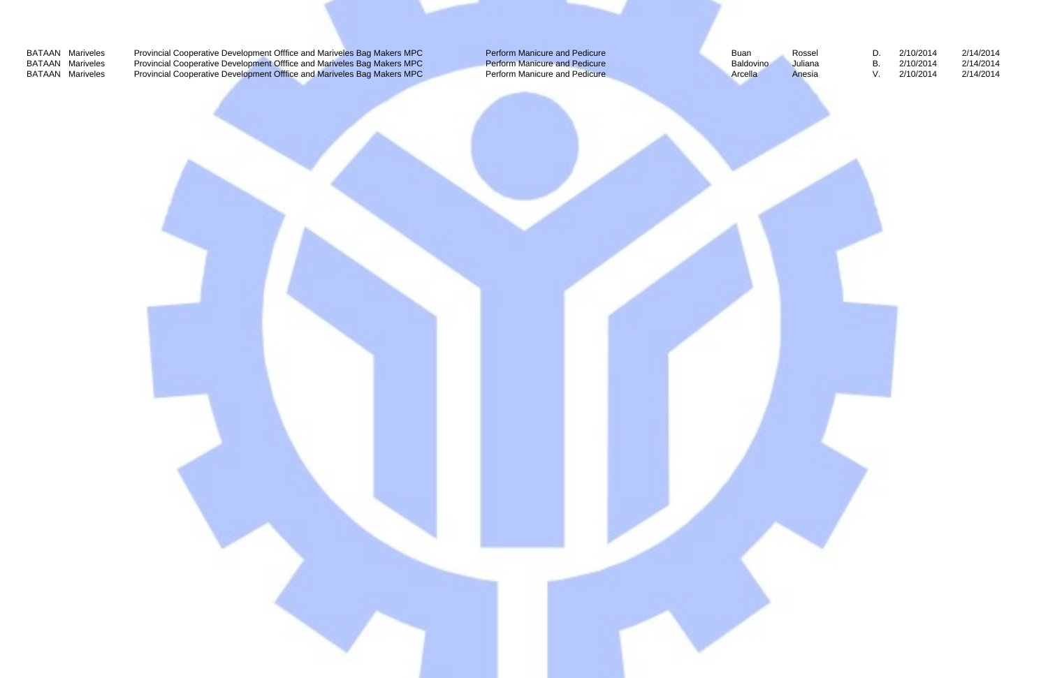| | | | | | | | | |
|---|---|---|---|---|---|---|---|---|
| BATAAN | Mariveles | Provincial Cooperative Development Offfice and Mariveles Bag Makers MPC | Perform Manicure and Pedicure | Buan | Rossel | D. | 2/10/2014 | 2/14/2014 |
| BATAAN | Mariveles | Provincial Cooperative Development Offfice and Mariveles Bag Makers MPC | Perform Manicure and Pedicure | Baldovino | Juliana | B. | 2/10/2014 | 2/14/2014 |
| BATAAN | Mariveles | Provincial Cooperative Development Offfice and Mariveles Bag Makers MPC | Perform Manicure and Pedicure | Arcella | Anesia | V. | 2/10/2014 | 2/14/2014 |